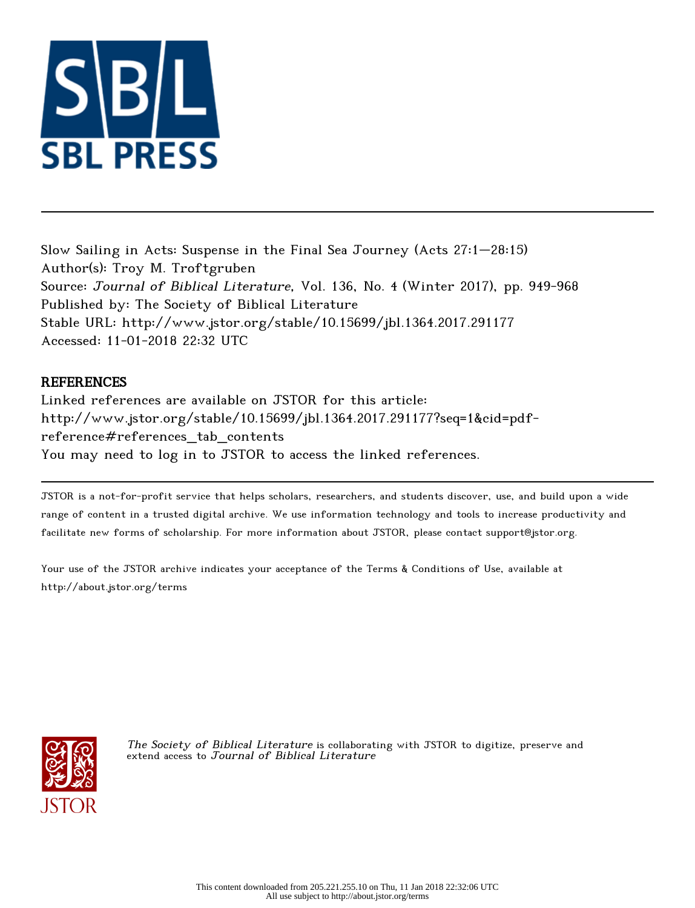Slow Sailing in Acts: Suspense in the Final Sea Journey (Acts 27:1—28:15)
Author(s): Troy M. Troftgruben
Source: *Journal of Biblical Literature*, Vol. 136, No. 4 (Winter 2017), pp. 949-968
Published by: The Society of Biblical Literature
Stable URL: http://www.jstor.org/stable/10.15699/jbl.1364.2017.291177
Accessed: 11-01-2018 22:32 UTC

## REFERENCES

Linked references are available on JSTOR for this article:
http://www.jstor.org/stable/10.15699/jbl.1364.2017.291177?seq=1&cid=pdf-reference#references_tab_contents
You may need to log in to JSTOR to access the linked references.

JSTOR is a not-for-profit service that helps scholars, researchers, and students discover, use, and build upon a wide range of content in a trusted digital archive. We use information technology and tools to increase productivity and facilitate new forms of scholarship. For more information about JSTOR, please contact support@jstor.org.

Your use of the JSTOR archive indicates your acceptance of the Terms & Conditions of Use, available at http://about.jstor.org/terms

*The Society of Biblical Literature* is collaborating with JSTOR to digitize, preserve and extend access to *Journal of Biblical Literature*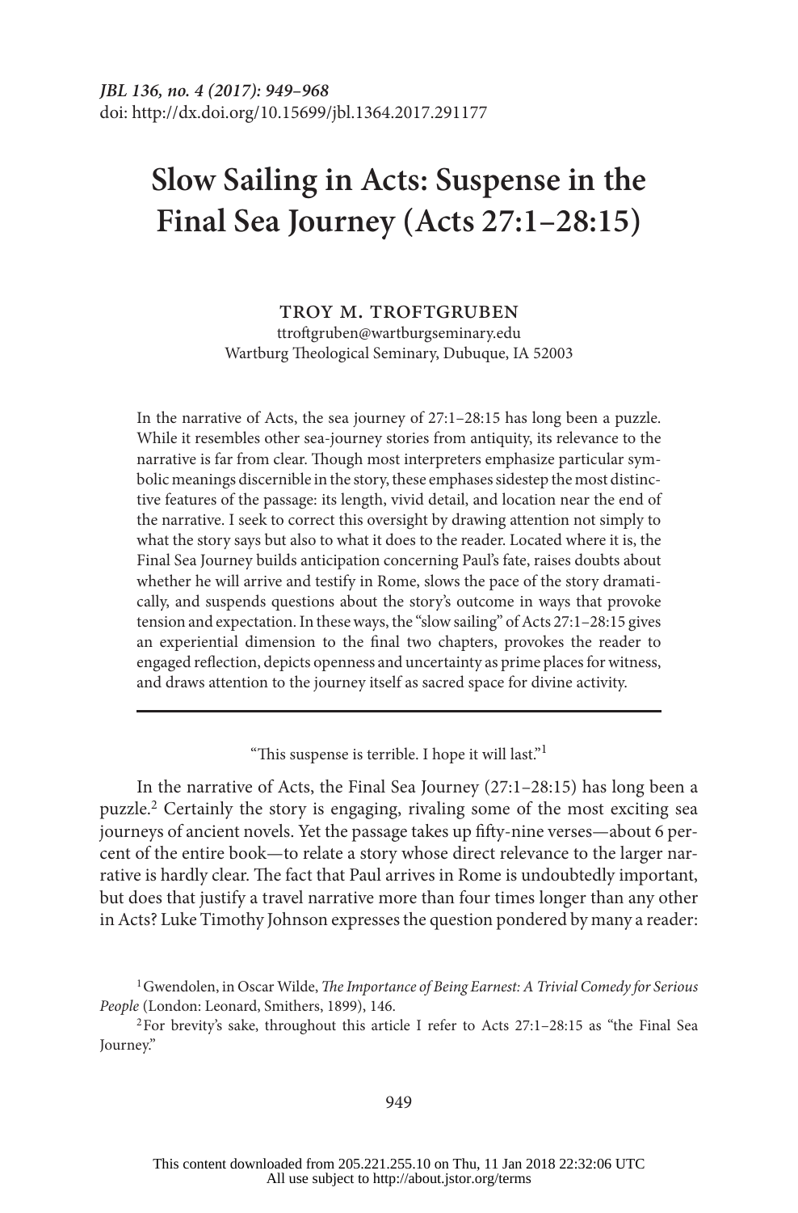# Slow Sailing in Acts: Suspense in the Final Sea Journey (Acts 27:1–28:15)

**TROY M. TROFTGRUBEN**
ttroftgruben@wartburgseminary.edu
Wartburg Theological Seminary, Dubuque, IA 52003

In the narrative of Acts, the sea journey of 27:1–28:15 has long been a puzzle. While it resembles other sea-journey stories from antiquity, its relevance to the narrative is far from clear. Though most interpreters emphasize particular symbolic meanings discernible in the story, these emphases sidestep the most distinctive features of the passage: its length, vivid detail, and location near the end of the narrative. I seek to correct this oversight by drawing attention not simply to what the story says but also to what it does to the reader. Located where it is, the Final Sea Journey builds anticipation concerning Paul's fate, raises doubts about whether he will arrive and testify in Rome, slows the pace of the story dramatically, and suspends questions about the story's outcome in ways that provoke tension and expectation. In these ways, the "slow sailing" of Acts 27:1–28:15 gives an experiential dimension to the final two chapters, provokes the reader to engaged reflection, depicts openness and uncertainty as prime places for witness, and draws attention to the journey itself as sacred space for divine activity.

---

"This suspense is terrible. I hope it will last."[1]

In the narrative of Acts, the Final Sea Journey (27:1–28:15) has long been a puzzle.[2] Certainly the story is engaging, rivaling some of the most exciting sea journeys of ancient novels. Yet the passage takes up fifty-nine verses—about 6 percent of the entire book—to relate a story whose direct relevance to the larger narrative is hardly clear. The fact that Paul arrives in Rome is undoubtedly important, but does that justify a travel narrative more than four times longer than any other in Acts? Luke Timothy Johnson expresses the question pondered by many a reader:

[1] Gwendolen, in Oscar Wilde, *The Importance of Being Earnest: A Trivial Comedy for Serious People* (London: Leonard, Smithers, 1899), 146.

[2] For brevity's sake, throughout this article I refer to Acts 27:1–28:15 as "the Final Sea Journey."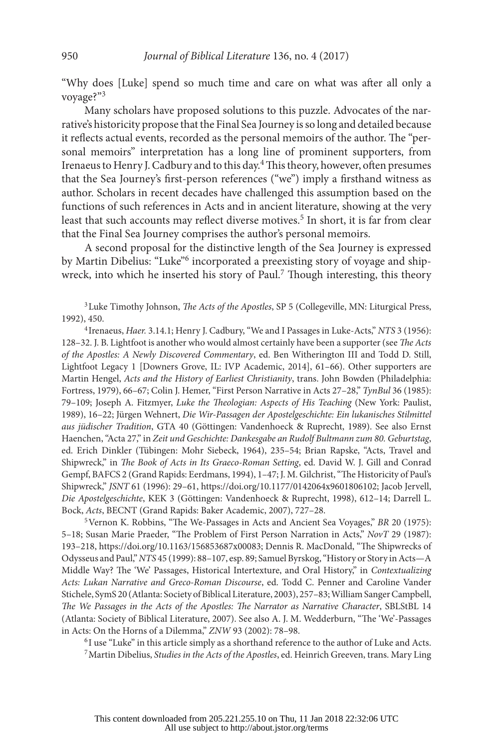"Why does [Luke] spend so much time and care on what was after all only a voyage?"[3]

Many scholars have proposed solutions to this puzzle. Advocates of the narrative's historicity propose that the Final Sea Journey is so long and detailed because it reflects actual events, recorded as the personal memoirs of the author. The "personal memoirs" interpretation has a long line of prominent supporters, from Irenaeus to Henry J. Cadbury and to this day.[4] This theory, however, often presumes that the Sea Journey's first-person references ("we") imply a firsthand witness as author. Scholars in recent decades have challenged this assumption based on the functions of such references in Acts and in ancient literature, showing at the very least that such accounts may reflect diverse motives.[5] In short, it is far from clear that the Final Sea Journey comprises the author's personal memoirs.

A second proposal for the distinctive length of the Sea Journey is expressed by Martin Dibelius: "Luke"[6] incorporated a preexisting story of voyage and shipwreck, into which he inserted his story of Paul.[7] Though interesting, this theory

[3] Luke Timothy Johnson, *The Acts of the Apostles*, SP 5 (Collegeville, MN: Liturgical Press, 1992), 450.

[4] Irenaeus, *Haer.* 3.14.1; Henry J. Cadbury, "We and I Passages in Luke-Acts," *NTS* 3 (1956): 128–32. J. B. Lightfoot is another who would almost certainly have been a supporter (see *The Acts of the Apostles: A Newly Discovered Commentary*, ed. Ben Witherington III and Todd D. Still, Lightfoot Legacy 1 [Downers Grove, IL: IVP Academic, 2014], 61–66). Other supporters are Martin Hengel, *Acts and the History of Earliest Christianity*, trans. John Bowden (Philadelphia: Fortress, 1979), 66–67; Colin J. Hemer, "First Person Narrative in Acts 27–28," *TynBul* 36 (1985): 79–109; Joseph A. Fitzmyer, *Luke the Theologian: Aspects of His Teaching* (New York: Paulist, 1989), 16–22; Jürgen Wehnert, *Die Wir-Passagen der Apostelgeschichte: Ein lukanisches Stilmittel aus jüdischer Tradition*, GTA 40 (Göttingen: Vandenhoeck & Ruprecht, 1989). See also Ernst Haenchen, "Acta 27," in *Zeit und Geschichte: Dankesgabe an Rudolf Bultmann zum 80. Geburtstag*, ed. Erich Dinkler (Tübingen: Mohr Siebeck, 1964), 235–54; Brian Rapske, "Acts, Travel and Shipwreck," in *The Book of Acts in Its Graeco-Roman Setting*, ed. David W. J. Gill and Conrad Gempf, BAFCS 2 (Grand Rapids: Eerdmans, 1994), 1–47; J. M. Gilchrist, "The Historicity of Paul's Shipwreck," *JSNT* 61 (1996): 29–61, https://doi.org/10.1177/0142064x9601806102; Jacob Jervell, *Die Apostelgeschichte*, KEK 3 (Göttingen: Vandenhoeck & Ruprecht, 1998), 612–14; Darrell L. Bock, *Acts*, BECNT (Grand Rapids: Baker Academic, 2007), 727–28.

[5] Vernon K. Robbins, "The We-Passages in Acts and Ancient Sea Voyages," *BR* 20 (1975): 5–18; Susan Marie Praeder, "The Problem of First Person Narration in Acts," *NovT* 29 (1987): 193–218, https://doi.org/10.1163/156853687x00083; Dennis R. MacDonald, "The Shipwrecks of Odysseus and Paul," *NTS* 45 (1999): 88–107, esp. 89; Samuel Byrskog, "History or Story in Acts—A Middle Way? The 'We' Passages, Historical Intertexture, and Oral History," in *Contextualizing Acts: Lukan Narrative and Greco-Roman Discourse*, ed. Todd C. Penner and Caroline Vander Stichele, SymS 20 (Atlanta: Society of Biblical Literature, 2003), 257–83; William Sanger Campbell, *The We Passages in the Acts of the Apostles: The Narrator as Narrative Character*, SBLStBL 14 (Atlanta: Society of Biblical Literature, 2007). See also A. J. M. Wedderburn, "The 'We'-Passages in Acts: On the Horns of a Dilemma," *ZNW* 93 (2002): 78–98.

[6] I use "Luke" in this article simply as a shorthand reference to the author of Luke and Acts.

[7] Martin Dibelius, *Studies in the Acts of the Apostles*, ed. Heinrich Greeven, trans. Mary Ling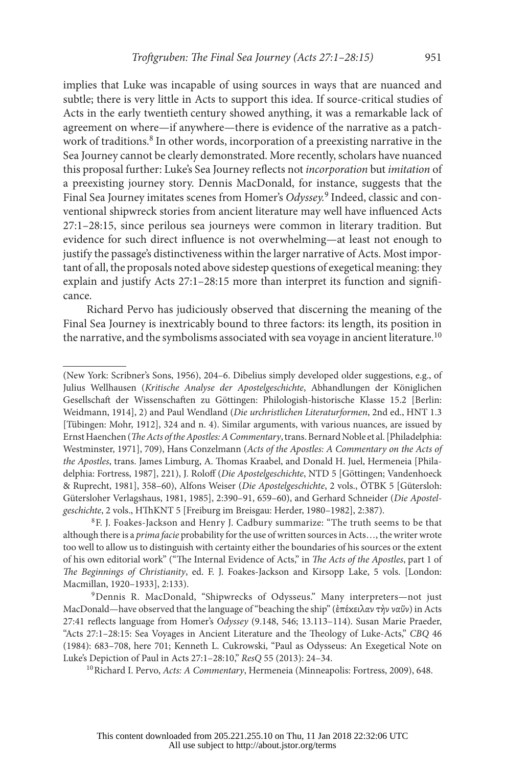implies that Luke was incapable of using sources in ways that are nuanced and subtle; there is very little in Acts to support this idea. If source-critical studies of Acts in the early twentieth century showed anything, it was a remarkable lack of agreement on where—if anywhere—there is evidence of the narrative as a patchwork of traditions.[8] In other words, incorporation of a preexisting narrative in the Sea Journey cannot be clearly demonstrated. More recently, scholars have nuanced this proposal further: Luke's Sea Journey reflects not *incorporation* but *imitation* of a preexisting journey story. Dennis MacDonald, for instance, suggests that the Final Sea Journey imitates scenes from Homer's *Odyssey*.[9] Indeed, classic and conventional shipwreck stories from ancient literature may well have influenced Acts 27:1–28:15, since perilous sea journeys were common in literary tradition. But evidence for such direct influence is not overwhelming—at least not enough to justify the passage's distinctiveness within the larger narrative of Acts. Most important of all, the proposals noted above sidestep questions of exegetical meaning: they explain and justify Acts 27:1–28:15 more than interpret its function and significance.

Richard Pervo has judiciously observed that discerning the meaning of the Final Sea Journey is inextricably bound to three factors: its length, its position in the narrative, and the symbolisms associated with sea voyage in ancient literature.[10]

---

(New York: Scribner's Sons, 1956), 204–6. Dibelius simply developed older suggestions, e.g., of Julius Wellhausen (*Kritische Analyse der Apostelgeschichte*, Abhandlungen der Königlichen Gesellschaft der Wissenschaften zu Göttingen: Philologish-historische Klasse 15.2 [Berlin: Weidmann, 1914], 2) and Paul Wendland (*Die urchristlichen Literaturformen*, 2nd ed., HNT 1.3 [Tübingen: Mohr, 1912], 324 and n. 4). Similar arguments, with various nuances, are issued by Ernst Haenchen (*The Acts of the Apostles: A Commentary*, trans. Bernard Noble et al. [Philadelphia: Westminster, 1971], 709), Hans Conzelmann (*Acts of the Apostles: A Commentary on the Acts of the Apostles*, trans. James Limburg, A. Thomas Kraabel, and Donald H. Juel, Hermeneia [Philadelphia: Fortress, 1987], 221), J. Roloff (*Die Apostelgeschichte*, NTD 5 [Göttingen; Vandenhoeck & Ruprecht, 1981], 358–60), Alfons Weiser (*Die Apostelgeschichte*, 2 vols., ÖTBK 5 [Gütersloh: Gütersloher Verlagshaus, 1981, 1985], 2:390–91, 659–60), and Gerhard Schneider (*Die Apostelgeschichte*, 2 vols., HThKNT 5 [Freiburg im Breisgau: Herder, 1980–1982], 2:387).

[8] F. J. Foakes-Jackson and Henry J. Cadbury summarize: "The truth seems to be that although there is a *prima facie* probability for the use of written sources in Acts…, the writer wrote too well to allow us to distinguish with certainty either the boundaries of his sources or the extent of his own editorial work" ("The Internal Evidence of Acts," in *The Acts of the Apostles*, part 1 of *The Beginnings of Christianity*, ed. F. J. Foakes-Jackson and Kirsopp Lake, 5 vols. [London: Macmillan, 1920–1933], 2:133).

[9] Dennis R. MacDonald, "Shipwrecks of Odysseus." Many interpreters—not just MacDonald—have observed that the language of "beaching the ship" (ἐπέκειλαν τὴν ναῦν) in Acts 27:41 reflects language from Homer's *Odyssey* (9.148, 546; 13.113–114). Susan Marie Praeder, "Acts 27:1–28:15: Sea Voyages in Ancient Literature and the Theology of Luke-Acts," *CBQ* 46 (1984): 683–708, here 701; Kenneth L. Cukrowski, "Paul as Odysseus: An Exegetical Note on Luke's Depiction of Paul in Acts 27:1–28:10," *ResQ* 55 (2013): 24–34.

[10] Richard I. Pervo, *Acts: A Commentary*, Hermeneia (Minneapolis: Fortress, 2009), 648.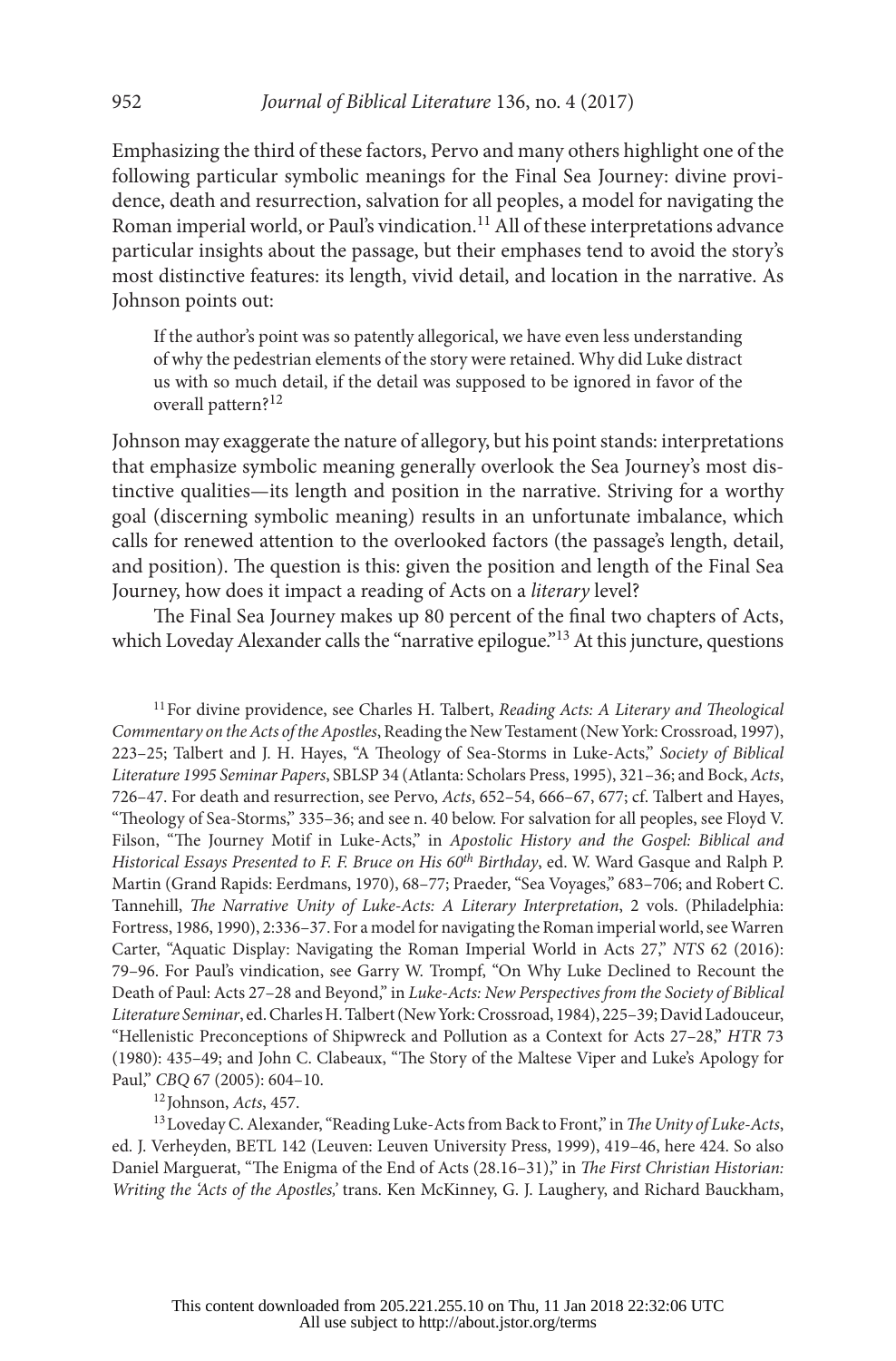Emphasizing the third of these factors, Pervo and many others highlight one of the following particular symbolic meanings for the Final Sea Journey: divine providence, death and resurrection, salvation for all peoples, a model for navigating the Roman imperial world, or Paul's vindication.[11] All of these interpretations advance particular insights about the passage, but their emphases tend to avoid the story's most distinctive features: its length, vivid detail, and location in the narrative. As Johnson points out:

> If the author's point was so patently allegorical, we have even less understanding of why the pedestrian elements of the story were retained. Why did Luke distract us with so much detail, if the detail was supposed to be ignored in favor of the overall pattern?[12]

Johnson may exaggerate the nature of allegory, but his point stands: interpretations that emphasize symbolic meaning generally overlook the Sea Journey's most distinctive qualities—its length and position in the narrative. Striving for a worthy goal (discerning symbolic meaning) results in an unfortunate imbalance, which calls for renewed attention to the overlooked factors (the passage's length, detail, and position). The question is this: given the position and length of the Final Sea Journey, how does it impact a reading of Acts on a *literary* level?

The Final Sea Journey makes up 80 percent of the final two chapters of Acts, which Loveday Alexander calls the "narrative epilogue."[13] At this juncture, questions

---

[11] For divine providence, see Charles H. Talbert, *Reading Acts: A Literary and Theological Commentary on the Acts of the Apostles*, Reading the New Testament (New York: Crossroad, 1997), 223–25; Talbert and J. H. Hayes, "A Theology of Sea-Storms in Luke-Acts," *Society of Biblical Literature 1995 Seminar Papers*, SBLSP 34 (Atlanta: Scholars Press, 1995), 321–36; and Bock, *Acts*, 726–47. For death and resurrection, see Pervo, *Acts*, 652–54, 666–67, 677; cf. Talbert and Hayes, "Theology of Sea-Storms," 335–36; and see n. 40 below. For salvation for all peoples, see Floyd V. Filson, "The Journey Motif in Luke-Acts," in *Apostolic History and the Gospel: Biblical and Historical Essays Presented to F. F. Bruce on His 60th Birthday*, ed. W. Ward Gasque and Ralph P. Martin (Grand Rapids: Eerdmans, 1970), 68–77; Praeder, "Sea Voyages," 683–706; and Robert C. Tannehill, *The Narrative Unity of Luke-Acts: A Literary Interpretation*, 2 vols. (Philadelphia: Fortress, 1986, 1990), 2:336–37. For a model for navigating the Roman imperial world, see Warren Carter, "Aquatic Display: Navigating the Roman Imperial World in Acts 27," *NTS* 62 (2016): 79–96. For Paul's vindication, see Garry W. Trompf, "On Why Luke Declined to Recount the Death of Paul: Acts 27–28 and Beyond," in *Luke-Acts: New Perspectives from the Society of Biblical Literature Seminar*, ed. Charles H. Talbert (New York: Crossroad, 1984), 225–39; David Ladouceur, "Hellenistic Preconceptions of Shipwreck and Pollution as a Context for Acts 27–28," *HTR* 73 (1980): 435–49; and John C. Clabeaux, "The Story of the Maltese Viper and Luke's Apology for Paul," *CBQ* 67 (2005): 604–10.

[12] Johnson, *Acts*, 457.

[13] Loveday C. Alexander, "Reading Luke-Acts from Back to Front," in *The Unity of Luke-Acts*, ed. J. Verheyden, BETL 142 (Leuven: Leuven University Press, 1999), 419–46, here 424. So also Daniel Marguerat, "The Enigma of the End of Acts (28.16–31)," in *The First Christian Historian: Writing the 'Acts of the Apostles,'* trans. Ken McKinney, G. J. Laughery, and Richard Bauckham,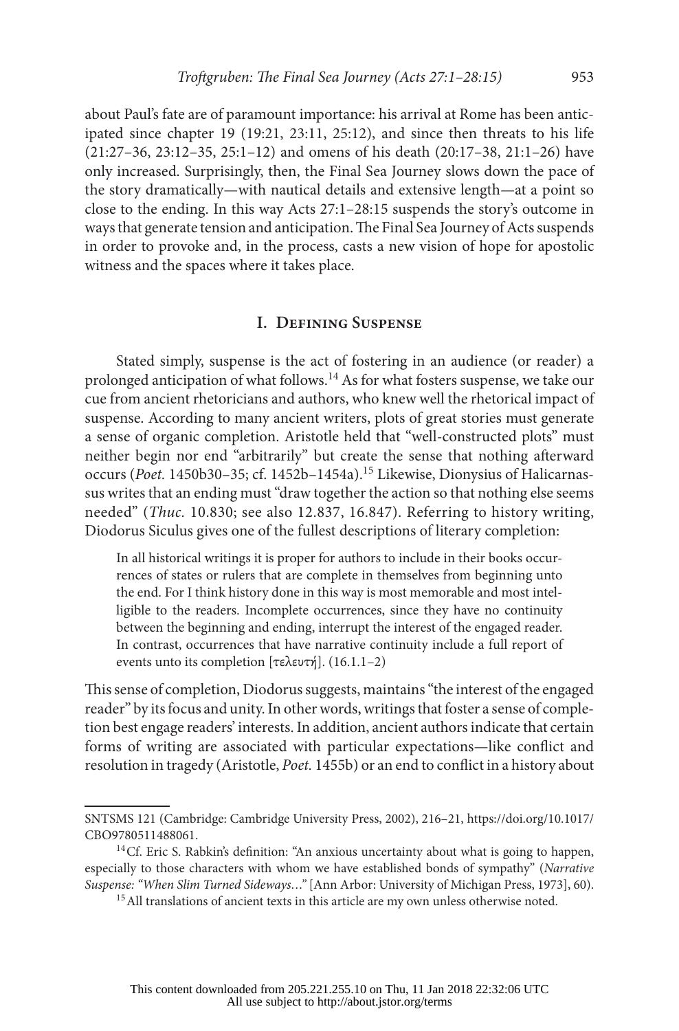about Paul's fate are of paramount importance: his arrival at Rome has been anticipated since chapter 19 (19:21, 23:11, 25:12), and since then threats to his life (21:27–36, 23:12–35, 25:1–12) and omens of his death (20:17–38, 21:1–26) have only increased. Surprisingly, then, the Final Sea Journey slows down the pace of the story dramatically—with nautical details and extensive length—at a point so close to the ending. In this way Acts 27:1–28:15 suspends the story's outcome in ways that generate tension and anticipation. The Final Sea Journey of Acts suspends in order to provoke and, in the process, casts a new vision of hope for apostolic witness and the spaces where it takes place.

## I. Defining Suspense

Stated simply, suspense is the act of fostering in an audience (or reader) a prolonged anticipation of what follows.[14] As for what fosters suspense, we take our cue from ancient rhetoricians and authors, who knew well the rhetorical impact of suspense. According to many ancient writers, plots of great stories must generate a sense of organic completion. Aristotle held that "well-constructed plots" must neither begin nor end "arbitrarily" but create the sense that nothing afterward occurs (*Poet.* 1450b30–35; cf. 1452b–1454a).[15] Likewise, Dionysius of Halicarnassus writes that an ending must "draw together the action so that nothing else seems needed" (*Thuc.* 10.830; see also 12.837, 16.847). Referring to history writing, Diodorus Siculus gives one of the fullest descriptions of literary completion:

> In all historical writings it is proper for authors to include in their books occurrences of states or rulers that are complete in themselves from beginning unto the end. For I think history done in this way is most memorable and most intelligible to the readers. Incomplete occurrences, since they have no continuity between the beginning and ending, interrupt the interest of the engaged reader. In contrast, occurrences that have narrative continuity include a full report of events unto its completion [τελευτή]. (16.1.1–2)

This sense of completion, Diodorus suggests, maintains "the interest of the engaged reader" by its focus and unity. In other words, writings that foster a sense of completion best engage readers' interests. In addition, ancient authors indicate that certain forms of writing are associated with particular expectations—like conflict and resolution in tragedy (Aristotle, *Poet.* 1455b) or an end to conflict in a history about

---

SNTSMS 121 (Cambridge: Cambridge University Press, 2002), 216–21, https://doi.org/10.1017/CBO9780511488061.

[14] Cf. Eric S. Rabkin's definition: "An anxious uncertainty about what is going to happen, especially to those characters with whom we have established bonds of sympathy" (*Narrative Suspense: "When Slim Turned Sideways…"* [Ann Arbor: University of Michigan Press, 1973], 60).

[15] All translations of ancient texts in this article are my own unless otherwise noted.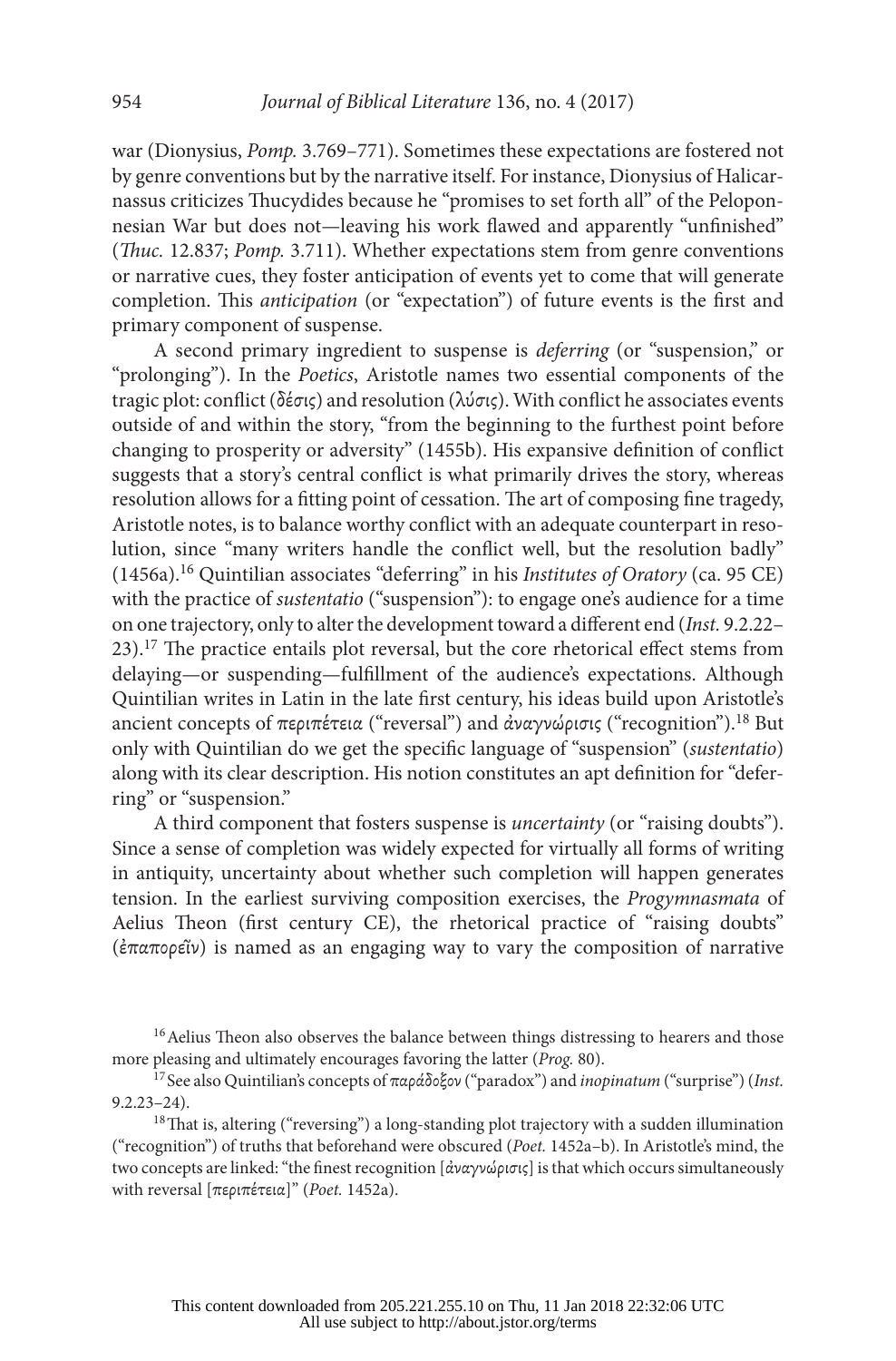war (Dionysius, *Pomp.* 3.769–771). Sometimes these expectations are fostered not by genre conventions but by the narrative itself. For instance, Dionysius of Halicarnassus criticizes Thucydides because he "promises to set forth all" of the Peloponnesian War but does not—leaving his work flawed and apparently "unfinished" (*Thuc.* 12.837; *Pomp.* 3.711). Whether expectations stem from genre conventions or narrative cues, they foster anticipation of events yet to come that will generate completion. This *anticipation* (or "expectation") of future events is the first and primary component of suspense.

A second primary ingredient to suspense is *deferring* (or "suspension," or "prolonging"). In the *Poetics*, Aristotle names two essential components of the tragic plot: conflict (δέσις) and resolution (λύσις). With conflict he associates events outside of and within the story, "from the beginning to the furthest point before changing to prosperity or adversity" (1455b). His expansive definition of conflict suggests that a story's central conflict is what primarily drives the story, whereas resolution allows for a fitting point of cessation. The art of composing fine tragedy, Aristotle notes, is to balance worthy conflict with an adequate counterpart in resolution, since "many writers handle the conflict well, but the resolution badly" (1456a).[16] Quintilian associates "deferring" in his *Institutes of Oratory* (ca. 95 CE) with the practice of *sustentatio* ("suspension"): to engage one's audience for a time on one trajectory, only to alter the development toward a different end (*Inst.* 9.2.22–23).[17] The practice entails plot reversal, but the core rhetorical effect stems from delaying—or suspending—fulfillment of the audience's expectations. Although Quintilian writes in Latin in the late first century, his ideas build upon Aristotle's ancient concepts of περιπέτεια ("reversal") and ἀναγνώρισις ("recognition").[18] But only with Quintilian do we get the specific language of "suspension" (*sustentatio*) along with its clear description. His notion constitutes an apt definition for "deferring" or "suspension."

A third component that fosters suspense is *uncertainty* (or "raising doubts"). Since a sense of completion was widely expected for virtually all forms of writing in antiquity, uncertainty about whether such completion will happen generates tension. In the earliest surviving composition exercises, the *Progymnasmata* of Aelius Theon (first century CE), the rhetorical practice of "raising doubts" (ἐπαπορεῖν) is named as an engaging way to vary the composition of narrative

---

[16] Aelius Theon also observes the balance between things distressing to hearers and those more pleasing and ultimately encourages favoring the latter (*Prog.* 80).

[17] See also Quintilian's concepts of παράδοξον ("paradox") and *inopinatum* ("surprise") (*Inst.* 9.2.23–24).

[18] That is, altering ("reversing") a long-standing plot trajectory with a sudden illumination ("recognition") of truths that beforehand were obscured (*Poet.* 1452a–b). In Aristotle's mind, the two concepts are linked: "the finest recognition [ἀναγνώρισις] is that which occurs simultaneously with reversal [περιπέτεια]" (*Poet.* 1452a).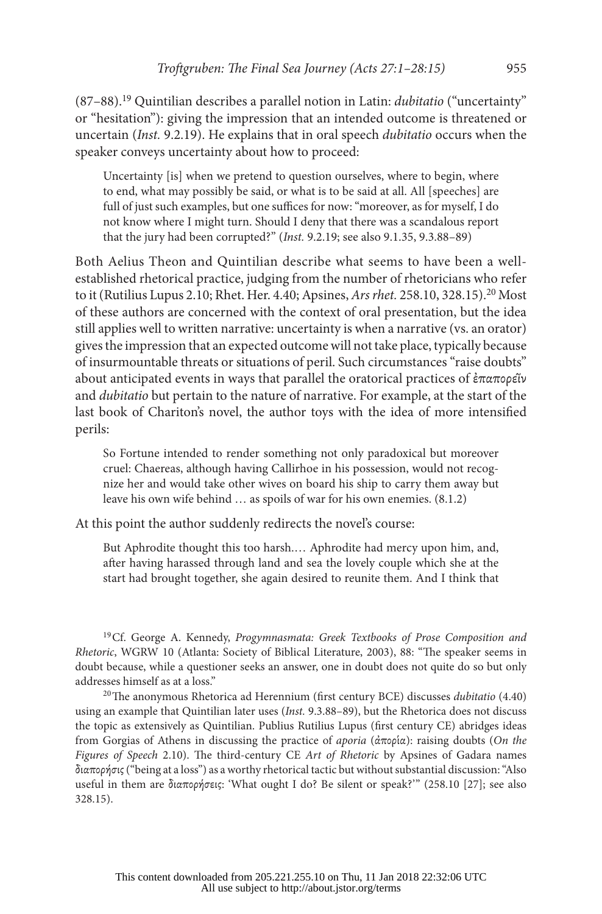(87–88).[19] Quintilian describes a parallel notion in Latin: *dubitatio* ("uncertainty" or "hesitation"): giving the impression that an intended outcome is threatened or uncertain (*Inst.* 9.2.19). He explains that in oral speech *dubitatio* occurs when the speaker conveys uncertainty about how to proceed:

> Uncertainty [is] when we pretend to question ourselves, where to begin, where to end, what may possibly be said, or what is to be said at all. All [speeches] are full of just such examples, but one suffices for now: "moreover, as for myself, I do not know where I might turn. Should I deny that there was a scandalous report that the jury had been corrupted?" (*Inst.* 9.2.19; see also 9.1.35, 9.3.88–89)

Both Aelius Theon and Quintilian describe what seems to have been a well-established rhetorical practice, judging from the number of rhetoricians who refer to it (Rutilius Lupus 2.10; Rhet. Her. 4.40; Apsines, *Ars rhet.* 258.10, 328.15).[20] Most of these authors are concerned with the context of oral presentation, but the idea still applies well to written narrative: uncertainty is when a narrative (vs. an orator) gives the impression that an expected outcome will not take place, typically because of insurmountable threats or situations of peril. Such circumstances "raise doubts" about anticipated events in ways that parallel the oratorical practices of ἐπαπορεῖν and *dubitatio* but pertain to the nature of narrative. For example, at the start of the last book of Chariton's novel, the author toys with the idea of more intensified perils:

> So Fortune intended to render something not only paradoxical but moreover cruel: Chaereas, although having Callirhoe in his possession, would not recognize her and would take other wives on board his ship to carry them away but leave his own wife behind … as spoils of war for his own enemies. (8.1.2)

At this point the author suddenly redirects the novel's course:

> But Aphrodite thought this too harsh.… Aphrodite had mercy upon him, and, after having harassed through land and sea the lovely couple which she at the start had brought together, she again desired to reunite them. And I think that

[19] Cf. George A. Kennedy, *Progymnasmata: Greek Textbooks of Prose Composition and Rhetoric*, WGRW 10 (Atlanta: Society of Biblical Literature, 2003), 88: "The speaker seems in doubt because, while a questioner seeks an answer, one in doubt does not quite do so but only addresses himself as at a loss."

[20] The anonymous Rhetorica ad Herennium (first century BCE) discusses *dubitatio* (4.40) using an example that Quintilian later uses (*Inst.* 9.3.88–89), but the Rhetorica does not discuss the topic as extensively as Quintilian. Publius Rutilius Lupus (first century CE) abridges ideas from Gorgias of Athens in discussing the practice of *aporia* (ἀπορία): raising doubts (*On the Figures of Speech* 2.10). The third-century CE *Art of Rhetoric* by Apsines of Gadara names διαπορήσις ("being at a loss") as a worthy rhetorical tactic but without substantial discussion: "Also useful in them are διαπορήσεις: 'What ought I do? Be silent or speak?'" (258.10 [27]; see also 328.15).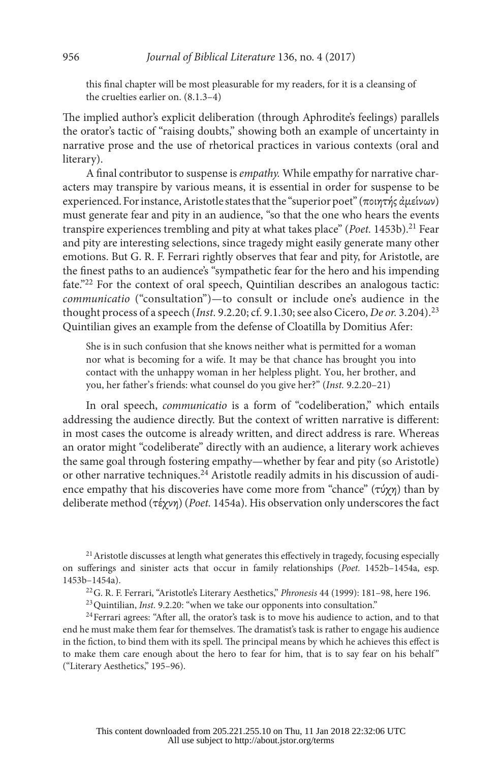this final chapter will be most pleasurable for my readers, for it is a cleansing of the cruelties earlier on. (8.1.3–4)

The implied author's explicit deliberation (through Aphrodite's feelings) parallels the orator's tactic of "raising doubts," showing both an example of uncertainty in narrative prose and the use of rhetorical practices in various contexts (oral and literary).

A final contributor to suspense is *empathy.* While empathy for narrative characters may transpire by various means, it is essential in order for suspense to be experienced. For instance, Aristotle states that the "superior poet" (ποιητής ἀμείνων) must generate fear and pity in an audience, "so that the one who hears the events transpire experiences trembling and pity at what takes place" (*Poet.* 1453b).[21] Fear and pity are interesting selections, since tragedy might easily generate many other emotions. But G. R. F. Ferrari rightly observes that fear and pity, for Aristotle, are the finest paths to an audience's "sympathetic fear for the hero and his impending fate."[22] For the context of oral speech, Quintilian describes an analogous tactic: *communicatio* ("consultation")—to consult or include one's audience in the thought process of a speech (*Inst.* 9.2.20; cf. 9.1.30; see also Cicero, *De or.* 3.204).[23] Quintilian gives an example from the defense of Cloatilla by Domitius Afer:

> She is in such confusion that she knows neither what is permitted for a woman nor what is becoming for a wife. It may be that chance has brought you into contact with the unhappy woman in her helpless plight. You, her brother, and you, her father's friends: what counsel do you give her?" (*Inst.* 9.2.20–21)

In oral speech, *communicatio* is a form of "codeliberation," which entails addressing the audience directly. But the context of written narrative is different: in most cases the outcome is already written, and direct address is rare. Whereas an orator might "codeliberate" directly with an audience, a literary work achieves the same goal through fostering empathy—whether by fear and pity (so Aristotle) or other narrative techniques.[24] Aristotle readily admits in his discussion of audience empathy that his discoveries have come more from "chance" (τύχη) than by deliberate method (τέχνη) (*Poet.* 1454a). His observation only underscores the fact

---

[21] Aristotle discusses at length what generates this effectively in tragedy, focusing especially on sufferings and sinister acts that occur in family relationships (*Poet.* 1452b–1454a, esp. 1453b–1454a).

[22] G. R. F. Ferrari, "Aristotle's Literary Aesthetics," *Phronesis* 44 (1999): 181–98, here 196.

[23] Quintilian, *Inst.* 9.2.20: "when we take our opponents into consultation."

[24] Ferrari agrees: "After all, the orator's task is to move his audience to action, and to that end he must make them fear for themselves. The dramatist's task is rather to engage his audience in the fiction, to bind them with its spell. The principal means by which he achieves this effect is to make them care enough about the hero to fear for him, that is to say fear on his behalf" ("Literary Aesthetics," 195–96).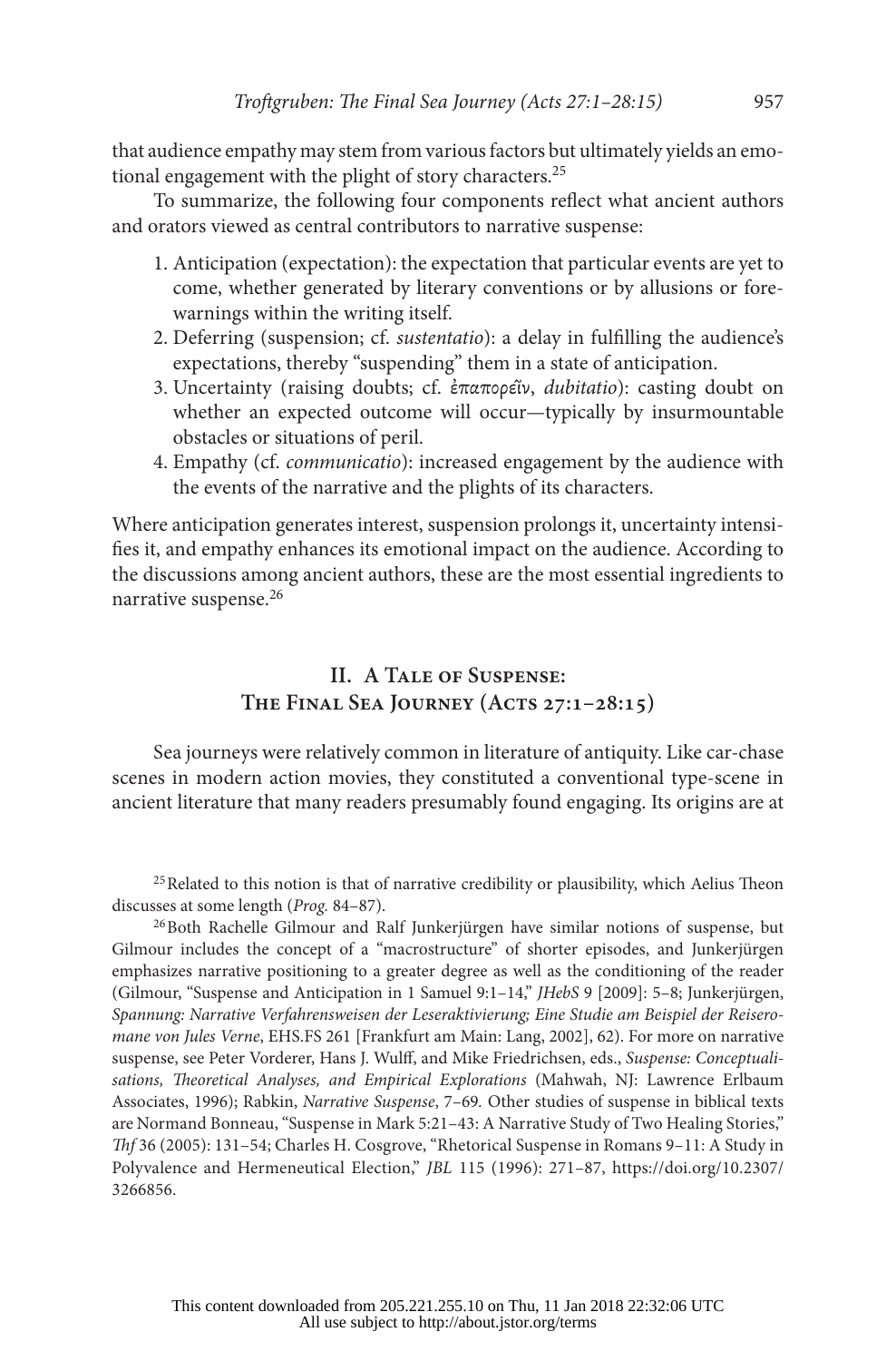that audience empathy may stem from various factors but ultimately yields an emotional engagement with the plight of story characters.[25]

To summarize, the following four components reflect what ancient authors and orators viewed as central contributors to narrative suspense:

1. Anticipation (expectation): the expectation that particular events are yet to come, whether generated by literary conventions or by allusions or forewarnings within the writing itself.
2. Deferring (suspension; cf. *sustentatio*): a delay in fulfilling the audience's expectations, thereby "suspending" them in a state of anticipation.
3. Uncertainty (raising doubts; cf. ἐπαπορεῖν, *dubitatio*): casting doubt on whether an expected outcome will occur—typically by insurmountable obstacles or situations of peril.
4. Empathy (cf. *communicatio*): increased engagement by the audience with the events of the narrative and the plights of its characters.

Where anticipation generates interest, suspension prolongs it, uncertainty intensifies it, and empathy enhances its emotional impact on the audience. According to the discussions among ancient authors, these are the most essential ingredients to narrative suspense.[26]

## II. A Tale of Suspense: The Final Sea Journey (Acts 27:1–28:15)

Sea journeys were relatively common in literature of antiquity. Like car-chase scenes in modern action movies, they constituted a conventional type-scene in ancient literature that many readers presumably found engaging. Its origins are at

---

[25] Related to this notion is that of narrative credibility or plausibility, which Aelius Theon discusses at some length (*Prog.* 84–87).

[26] Both Rachelle Gilmour and Ralf Junkerjürgen have similar notions of suspense, but Gilmour includes the concept of a "macrostructure" of shorter episodes, and Junkerjürgen emphasizes narrative positioning to a greater degree as well as the conditioning of the reader (Gilmour, "Suspense and Anticipation in 1 Samuel 9:1–14," *JHebS* 9 [2009]: 5–8; Junkerjürgen, *Spannung: Narrative Verfahrensweisen der Leseraktivierung; Eine Studie am Beispiel der Reiseromane von Jules Verne*, EHS.FS 261 [Frankfurt am Main: Lang, 2002], 62). For more on narrative suspense, see Peter Vorderer, Hans J. Wulff, and Mike Friedrichsen, eds., *Suspense: Conceptualisations, Theoretical Analyses, and Empirical Explorations* (Mahwah, NJ: Lawrence Erlbaum Associates, 1996); Rabkin, *Narrative Suspense*, 7–69. Other studies of suspense in biblical texts are Normand Bonneau, "Suspense in Mark 5:21–43: A Narrative Study of Two Healing Stories," *ThF* 36 (2005): 131–54; Charles H. Cosgrove, "Rhetorical Suspense in Romans 9–11: A Study in Polyvalence and Hermeneutical Election," *JBL* 115 (1996): 271–87, https://doi.org/10.2307/3266856.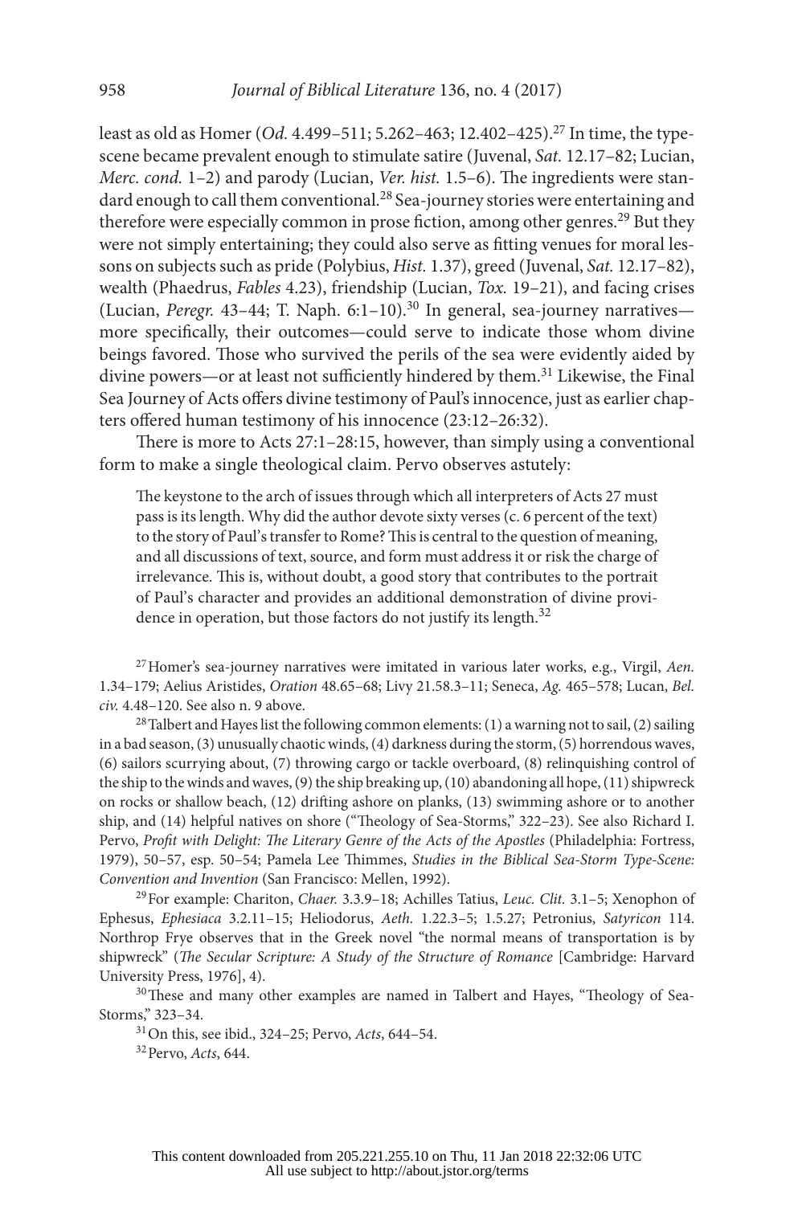least as old as Homer (*Od.* 4.499–511; 5.262–463; 12.402–425).[27] In time, the type-scene became prevalent enough to stimulate satire (Juvenal, *Sat.* 12.17–82; Lucian, *Merc. cond.* 1–2) and parody (Lucian, *Ver. hist.* 1.5–6). The ingredients were standard enough to call them conventional.[28] Sea-journey stories were entertaining and therefore were especially common in prose fiction, among other genres.[29] But they were not simply entertaining; they could also serve as fitting venues for moral lessons on subjects such as pride (Polybius, *Hist.* 1.37), greed (Juvenal, *Sat.* 12.17–82), wealth (Phaedrus, *Fables* 4.23), friendship (Lucian, *Tox.* 19–21), and facing crises (Lucian, *Peregr.* 43–44; T. Naph. 6:1–10).[30] In general, sea-journey narratives—more specifically, their outcomes—could serve to indicate those whom divine beings favored. Those who survived the perils of the sea were evidently aided by divine powers—or at least not sufficiently hindered by them.[31] Likewise, the Final Sea Journey of Acts offers divine testimony of Paul's innocence, just as earlier chapters offered human testimony of his innocence (23:12–26:32).

There is more to Acts 27:1–28:15, however, than simply using a conventional form to make a single theological claim. Pervo observes astutely:

> The keystone to the arch of issues through which all interpreters of Acts 27 must pass is its length. Why did the author devote sixty verses (c. 6 percent of the text) to the story of Paul's transfer to Rome? This is central to the question of meaning, and all discussions of text, source, and form must address it or risk the charge of irrelevance. This is, without doubt, a good story that contributes to the portrait of Paul's character and provides an additional demonstration of divine providence in operation, but those factors do not justify its length.[32]

---

[27] Homer's sea-journey narratives were imitated in various later works, e.g., Virgil, *Aen.* 1.34–179; Aelius Aristides, *Oration* 48.65–68; Livy 21.58.3–11; Seneca, *Ag.* 465–578; Lucan, *Bel. civ.* 4.48–120. See also n. 9 above.

[28] Talbert and Hayes list the following common elements: (1) a warning not to sail, (2) sailing in a bad season, (3) unusually chaotic winds, (4) darkness during the storm, (5) horrendous waves, (6) sailors scurrying about, (7) throwing cargo or tackle overboard, (8) relinquishing control of the ship to the winds and waves, (9) the ship breaking up, (10) abandoning all hope, (11) shipwreck on rocks or shallow beach, (12) drifting ashore on planks, (13) swimming ashore or to another ship, and (14) helpful natives on shore ("Theology of Sea-Storms," 322–23). See also Richard I. Pervo, *Profit with Delight: The Literary Genre of the Acts of the Apostles* (Philadelphia: Fortress, 1979), 50–57, esp. 50–54; Pamela Lee Thimmes, *Studies in the Biblical Sea-Storm Type-Scene: Convention and Invention* (San Francisco: Mellen, 1992).

[29] For example: Chariton, *Chaer.* 3.3.9–18; Achilles Tatius, *Leuc. Clit.* 3.1–5; Xenophon of Ephesus, *Ephesiaca* 3.2.11–15; Heliodorus, *Aeth.* 1.22.3–5; 1.5.27; Petronius, *Satyricon* 114. Northrop Frye observes that in the Greek novel "the normal means of transportation is by shipwreck" (*The Secular Scripture: A Study of the Structure of Romance* [Cambridge: Harvard University Press, 1976], 4).

[30] These and many other examples are named in Talbert and Hayes, "Theology of Sea-Storms," 323–34.

[31] On this, see ibid., 324–25; Pervo, *Acts*, 644–54.

[32] Pervo, *Acts*, 644.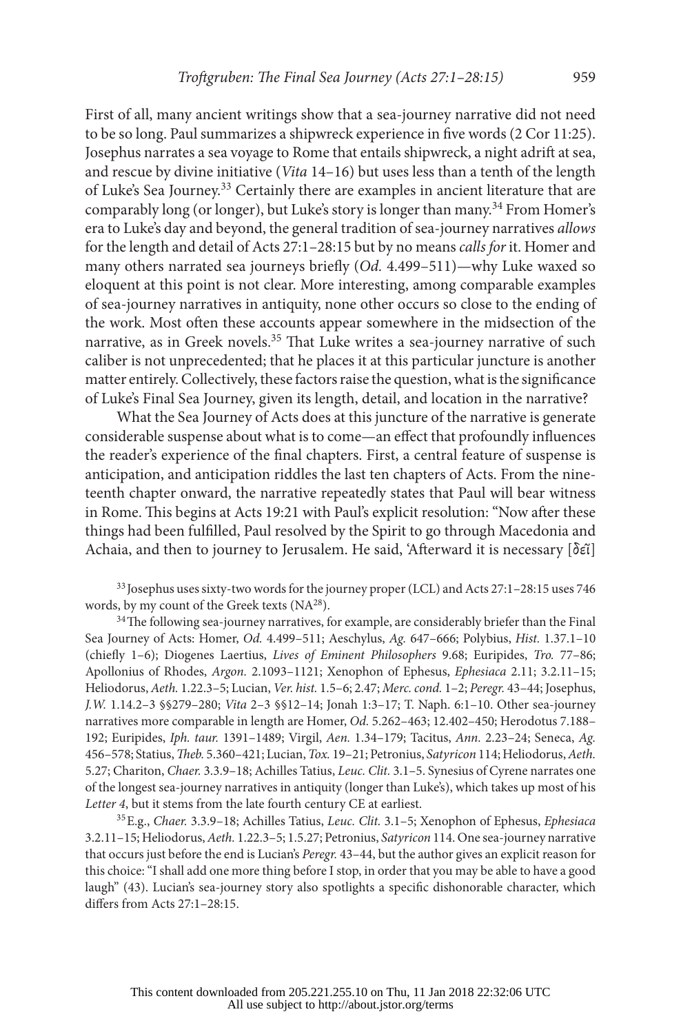First of all, many ancient writings show that a sea-journey narrative did not need to be so long. Paul summarizes a shipwreck experience in five words (2 Cor 11:25). Josephus narrates a sea voyage to Rome that entails shipwreck, a night adrift at sea, and rescue by divine initiative (*Vita* 14–16) but uses less than a tenth of the length of Luke's Sea Journey.[33] Certainly there are examples in ancient literature that are comparably long (or longer), but Luke's story is longer than many.[34] From Homer's era to Luke's day and beyond, the general tradition of sea-journey narratives *allows* for the length and detail of Acts 27:1–28:15 but by no means *calls for* it. Homer and many others narrated sea journeys briefly (*Od.* 4.499–511)—why Luke waxed so eloquent at this point is not clear. More interesting, among comparable examples of sea-journey narratives in antiquity, none other occurs so close to the ending of the work. Most often these accounts appear somewhere in the midsection of the narrative, as in Greek novels.[35] That Luke writes a sea-journey narrative of such caliber is not unprecedented; that he places it at this particular juncture is another matter entirely. Collectively, these factors raise the question, what is the significance of Luke's Final Sea Journey, given its length, detail, and location in the narrative?

What the Sea Journey of Acts does at this juncture of the narrative is generate considerable suspense about what is to come—an effect that profoundly influences the reader's experience of the final chapters. First, a central feature of suspense is anticipation, and anticipation riddles the last ten chapters of Acts. From the nineteenth chapter onward, the narrative repeatedly states that Paul will bear witness in Rome. This begins at Acts 19:21 with Paul's explicit resolution: "Now after these things had been fulfilled, Paul resolved by the Spirit to go through Macedonia and Achaia, and then to journey to Jerusalem. He said, 'Afterward it is necessary [δεῖ]

[33] Josephus uses sixty-two words for the journey proper (LCL) and Acts 27:1–28:15 uses 746 words, by my count of the Greek texts (NA[28]).

[34] The following sea-journey narratives, for example, are considerably briefer than the Final Sea Journey of Acts: Homer, *Od.* 4.499–511; Aeschylus, *Ag.* 647–666; Polybius, *Hist.* 1.37.1–10 (chiefly 1–6); Diogenes Laertius, *Lives of Eminent Philosophers* 9.68; Euripides, *Tro.* 77–86; Apollonius of Rhodes, *Argon.* 2.1093–1121; Xenophon of Ephesus, *Ephesiaca* 2.11; 3.2.11–15; Heliodorus, *Aeth.* 1.22.3–5; Lucian, *Ver. hist.* 1.5–6; 2.47; *Merc. cond.* 1–2; *Peregr.* 43–44; Josephus, *J.W.* 1.14.2–3 §§279–280; *Vita* 2–3 §§12–14; Jonah 1:3–17; T. Naph. 6:1–10. Other sea-journey narratives more comparable in length are Homer, *Od.* 5.262–463; 12.402–450; Herodotus 7.188–192; Euripides, *Iph. taur.* 1391–1489; Virgil, *Aen.* 1.34–179; Tacitus, *Ann.* 2.23–24; Seneca, *Ag.* 456–578; Statius, *Theb.* 5.360–421; Lucian, *Tox.* 19–21; Petronius, *Satyricon* 114; Heliodorus, *Aeth.* 5.27; Chariton, *Chaer.* 3.3.9–18; Achilles Tatius, *Leuc. Clit.* 3.1–5. Synesius of Cyrene narrates one of the longest sea-journey narratives in antiquity (longer than Luke's), which takes up most of his *Letter 4*, but it stems from the late fourth century CE at earliest.

[35] E.g., *Chaer.* 3.3.9–18; Achilles Tatius, *Leuc. Clit.* 3.1–5; Xenophon of Ephesus, *Ephesiaca* 3.2.11–15; Heliodorus, *Aeth.* 1.22.3–5; 1.5.27; Petronius, *Satyricon* 114. One sea-journey narrative that occurs just before the end is Lucian's *Peregr.* 43–44, but the author gives an explicit reason for this choice: "I shall add one more thing before I stop, in order that you may be able to have a good laugh" (43). Lucian's sea-journey story also spotlights a specific dishonorable character, which differs from Acts 27:1–28:15.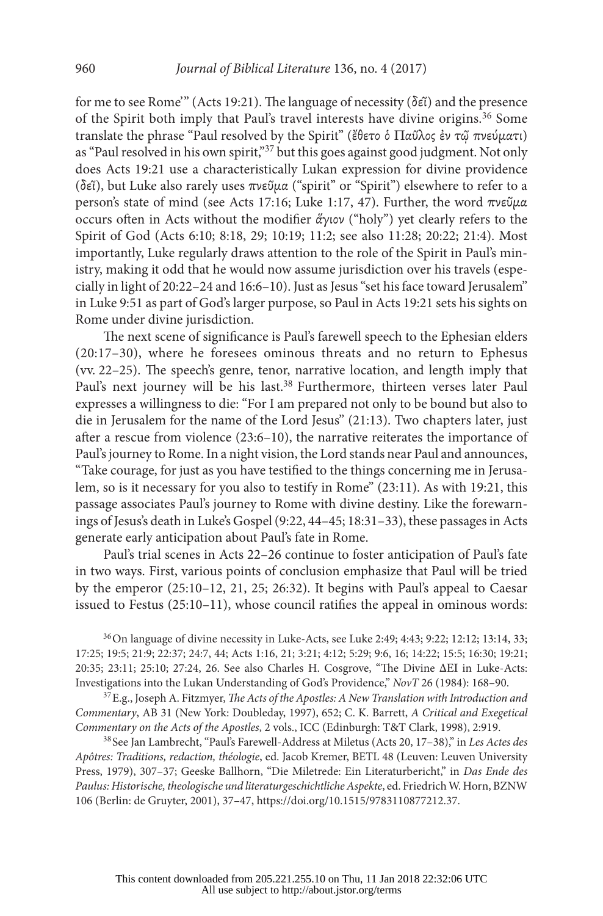for me to see Rome'" (Acts 19:21). The language of necessity (δεῖ) and the presence of the Spirit both imply that Paul's travel interests have divine origins.[36] Some translate the phrase "Paul resolved by the Spirit" (ἔθετο ὁ Παῦλος ἐν τῷ πνεύματι) as "Paul resolved in his own spirit,"[37] but this goes against good judgment. Not only does Acts 19:21 use a characteristically Lukan expression for divine providence (δεῖ), but Luke also rarely uses πνεῦμα ("spirit" or "Spirit") elsewhere to refer to a person's state of mind (see Acts 17:16; Luke 1:17, 47). Further, the word πνεῦμα occurs often in Acts without the modifier ἅγιον ("holy") yet clearly refers to the Spirit of God (Acts 6:10; 8:18, 29; 10:19; 11:2; see also 11:28; 20:22; 21:4). Most importantly, Luke regularly draws attention to the role of the Spirit in Paul's ministry, making it odd that he would now assume jurisdiction over his travels (especially in light of 20:22–24 and 16:6–10). Just as Jesus "set his face toward Jerusalem" in Luke 9:51 as part of God's larger purpose, so Paul in Acts 19:21 sets his sights on Rome under divine jurisdiction.

The next scene of significance is Paul's farewell speech to the Ephesian elders (20:17–30), where he foresees ominous threats and no return to Ephesus (vv. 22–25). The speech's genre, tenor, narrative location, and length imply that Paul's next journey will be his last.[38] Furthermore, thirteen verses later Paul expresses a willingness to die: "For I am prepared not only to be bound but also to die in Jerusalem for the name of the Lord Jesus" (21:13). Two chapters later, just after a rescue from violence (23:6–10), the narrative reiterates the importance of Paul's journey to Rome. In a night vision, the Lord stands near Paul and announces, "Take courage, for just as you have testified to the things concerning me in Jerusalem, so is it necessary for you also to testify in Rome" (23:11). As with 19:21, this passage associates Paul's journey to Rome with divine destiny. Like the forewarnings of Jesus's death in Luke's Gospel (9:22, 44–45; 18:31–33), these passages in Acts generate early anticipation about Paul's fate in Rome.

Paul's trial scenes in Acts 22–26 continue to foster anticipation of Paul's fate in two ways. First, various points of conclusion emphasize that Paul will be tried by the emperor (25:10–12, 21, 25; 26:32). It begins with Paul's appeal to Caesar issued to Festus (25:10–11), whose council ratifies the appeal in ominous words:

[36] On language of divine necessity in Luke-Acts, see Luke 2:49; 4:43; 9:22; 12:12; 13:14, 33; 17:25; 19:5; 21:9; 22:37; 24:7, 44; Acts 1:16, 21; 3:21; 4:12; 5:29; 9:6, 16; 14:22; 15:5; 16:30; 19:21; 20:35; 23:11; 25:10; 27:24, 26. See also Charles H. Cosgrove, "The Divine ΔEI in Luke-Acts: Investigations into the Lukan Understanding of God's Providence," *NovT* 26 (1984): 168–90.

[37] E.g., Joseph A. Fitzmyer, *The Acts of the Apostles: A New Translation with Introduction and Commentary*, AB 31 (New York: Doubleday, 1997), 652; C. K. Barrett, *A Critical and Exegetical Commentary on the Acts of the Apostles*, 2 vols., ICC (Edinburgh: T&T Clark, 1998), 2:919.

[38] See Jan Lambrecht, "Paul's Farewell-Address at Miletus (Acts 20, 17–38)," in *Les Actes des Apôtres: Traditions, redaction, théologie*, ed. Jacob Kremer, BETL 48 (Leuven: Leuven University Press, 1979), 307–37; Geeske Ballhorn, "Die Miletrede: Ein Literaturbericht," in *Das Ende des Paulus: Historische, theologische und literaturgeschichtliche Aspekte*, ed. Friedrich W. Horn, BZNW 106 (Berlin: de Gruyter, 2001), 37–47, https://doi.org/10.1515/9783110877212.37.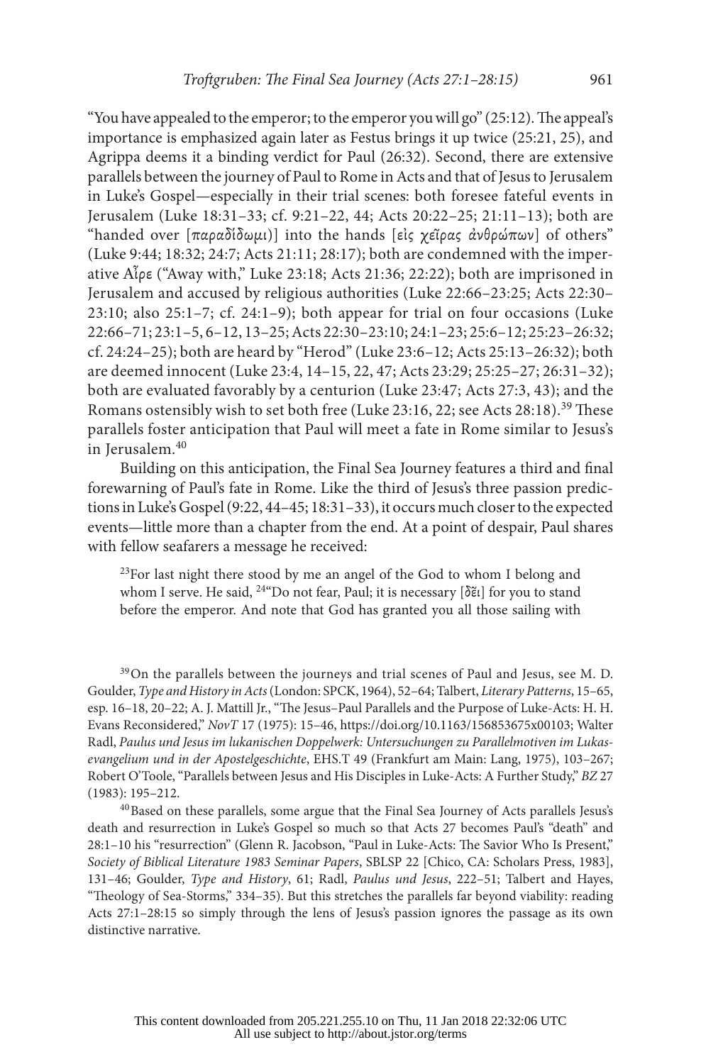"You have appealed to the emperor; to the emperor you will go" (25:12). The appeal's importance is emphasized again later as Festus brings it up twice (25:21, 25), and Agrippa deems it a binding verdict for Paul (26:32). Second, there are extensive parallels between the journey of Paul to Rome in Acts and that of Jesus to Jerusalem in Luke's Gospel—especially in their trial scenes: both foresee fateful events in Jerusalem (Luke 18:31–33; cf. 9:21–22, 44; Acts 20:22–25; 21:11–13); both are "handed over [παραδίδωμι)] into the hands [εἰς χεῖρας ἀνθρώπων] of others" (Luke 9:44; 18:32; 24:7; Acts 21:11; 28:17); both are condemned with the imperative Αἶρε ("Away with," Luke 23:18; Acts 21:36; 22:22); both are imprisoned in Jerusalem and accused by religious authorities (Luke 22:66–23:25; Acts 22:30–23:10; also 25:1–7; cf. 24:1–9); both appear for trial on four occasions (Luke 22:66–71; 23:1–5, 6–12, 13–25; Acts 22:30–23:10; 24:1–23; 25:6–12; 25:23–26:32; cf. 24:24–25); both are heard by "Herod" (Luke 23:6–12; Acts 25:13–26:32); both are deemed innocent (Luke 23:4, 14–15, 22, 47; Acts 23:29; 25:25–27; 26:31–32); both are evaluated favorably by a centurion (Luke 23:47; Acts 27:3, 43); and the Romans ostensibly wish to set both free (Luke 23:16, 22; see Acts 28:18).[39] These parallels foster anticipation that Paul will meet a fate in Rome similar to Jesus's in Jerusalem.[40]

Building on this anticipation, the Final Sea Journey features a third and final forewarning of Paul's fate in Rome. Like the third of Jesus's three passion predictions in Luke's Gospel (9:22, 44–45; 18:31–33), it occurs much closer to the expected events—little more than a chapter from the end. At a point of despair, Paul shares with fellow seafarers a message he received:

> [23]For last night there stood by me an angel of the God to whom I belong and whom I serve. He said, [24]"Do not fear, Paul; it is necessary [δεῖ] for you to stand before the emperor. And note that God has granted you all those sailing with

[39] On the parallels between the journeys and trial scenes of Paul and Jesus, see M. D. Goulder, *Type and History in Acts* (London: SPCK, 1964), 52–64; Talbert, *Literary Patterns*, 15–65, esp. 16–18, 20–22; A. J. Mattill Jr., "The Jesus–Paul Parallels and the Purpose of Luke-Acts: H. H. Evans Reconsidered," *NovT* 17 (1975): 15–46, https://doi.org/10.1163/156853675x00103; Walter Radl, *Paulus und Jesus im lukanischen Doppelwerk: Untersuchungen zu Parallelmotiven im Lukasevangelium und in der Apostelgeschichte*, EHS.T 49 (Frankfurt am Main: Lang, 1975), 103–267; Robert O'Toole, "Parallels between Jesus and His Disciples in Luke-Acts: A Further Study," *BZ* 27 (1983): 195–212.

[40] Based on these parallels, some argue that the Final Sea Journey of Acts parallels Jesus's death and resurrection in Luke's Gospel so much so that Acts 27 becomes Paul's "death" and 28:1–10 his "resurrection" (Glenn R. Jacobson, "Paul in Luke-Acts: The Savior Who Is Present," *Society of Biblical Literature 1983 Seminar Papers*, SBLSP 22 [Chico, CA: Scholars Press, 1983], 131–46; Goulder, *Type and History*, 61; Radl, *Paulus und Jesus*, 222–51; Talbert and Hayes, "Theology of Sea-Storms," 334–35). But this stretches the parallels far beyond viability: reading Acts 27:1–28:15 so simply through the lens of Jesus's passion ignores the passage as its own distinctive narrative.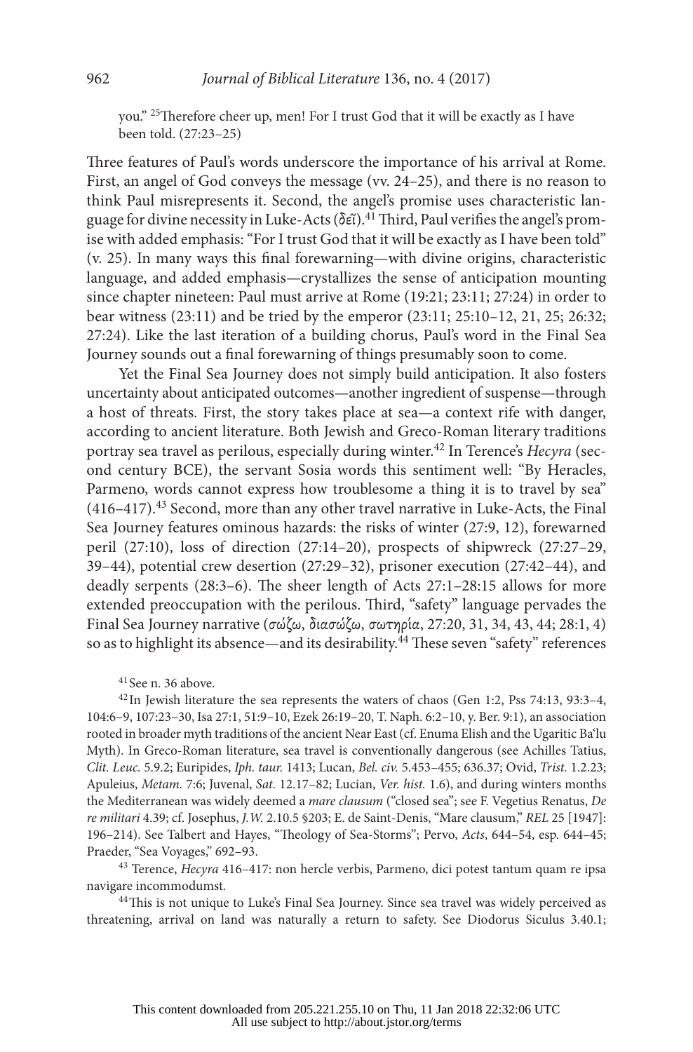you." [25]Therefore cheer up, men! For I trust God that it will be exactly as I have been told. (27:23–25)

Three features of Paul's words underscore the importance of his arrival at Rome. First, an angel of God conveys the message (vv. 24–25), and there is no reason to think Paul misrepresents it. Second, the angel's promise uses characteristic language for divine necessity in Luke-Acts (δεῖ).[41] Third, Paul verifies the angel's promise with added emphasis: "For I trust God that it will be exactly as I have been told" (v. 25). In many ways this final forewarning—with divine origins, characteristic language, and added emphasis—crystallizes the sense of anticipation mounting since chapter nineteen: Paul must arrive at Rome (19:21; 23:11; 27:24) in order to bear witness (23:11) and be tried by the emperor (23:11; 25:10–12, 21, 25; 26:32; 27:24). Like the last iteration of a building chorus, Paul's word in the Final Sea Journey sounds out a final forewarning of things presumably soon to come.

Yet the Final Sea Journey does not simply build anticipation. It also fosters uncertainty about anticipated outcomes—another ingredient of suspense—through a host of threats. First, the story takes place at sea—a context rife with danger, according to ancient literature. Both Jewish and Greco-Roman literary traditions portray sea travel as perilous, especially during winter.[42] In Terence's *Hecyra* (second century BCE), the servant Sosia words this sentiment well: "By Heracles, Parmeno, words cannot express how troublesome a thing it is to travel by sea" (416–417).[43] Second, more than any other travel narrative in Luke-Acts, the Final Sea Journey features ominous hazards: the risks of winter (27:9, 12), forewarned peril (27:10), loss of direction (27:14–20), prospects of shipwreck (27:27–29, 39–44), potential crew desertion (27:29–32), prisoner execution (27:42–44), and deadly serpents (28:3–6). The sheer length of Acts 27:1–28:15 allows for more extended preoccupation with the perilous. Third, "safety" language pervades the Final Sea Journey narrative (σώζω, διασώζω, σωτηρία, 27:20, 31, 34, 43, 44; 28:1, 4) so as to highlight its absence—and its desirability.[44] These seven "safety" references

[41] See n. 36 above.

[42] In Jewish literature the sea represents the waters of chaos (Gen 1:2, Pss 74:13, 93:3–4, 104:6–9, 107:23–30, Isa 27:1, 51:9–10, Ezek 26:19–20, T. Naph. 6:2–10, y. Ber. 9:1), an association rooted in broader myth traditions of the ancient Near East (cf. Enuma Elish and the Ugaritic Baʿlu Myth). In Greco-Roman literature, sea travel is conventionally dangerous (see Achilles Tatius, *Clit. Leuc.* 5.9.2; Euripides, *Iph. taur.* 1413; Lucan, *Bel. civ.* 5.453–455; 636.37; Ovid, *Trist.* 1.2.23; Apuleius, *Metam.* 7:6; Juvenal, *Sat.* 12.17–82; Lucian, *Ver. hist.* 1.6), and during winters months the Mediterranean was widely deemed a *mare clausum* ("closed sea"; see F. Vegetius Renatus, *De re militari* 4.39; cf. Josephus, *J.W.* 2.10.5 §203; E. de Saint-Denis, "Mare clausum," *REL* 25 [1947]: 196–214). See Talbert and Hayes, "Theology of Sea-Storms"; Pervo, *Acts*, 644–54, esp. 644–45; Praeder, "Sea Voyages," 692–93.

[43] Terence, *Hecyra* 416–417: non hercle verbis, Parmeno, dici potest tantum quam re ipsa navigare incommodumst.

[44] This is not unique to Luke's Final Sea Journey. Since sea travel was widely perceived as threatening, arrival on land was naturally a return to safety. See Diodorus Siculus 3.40.1;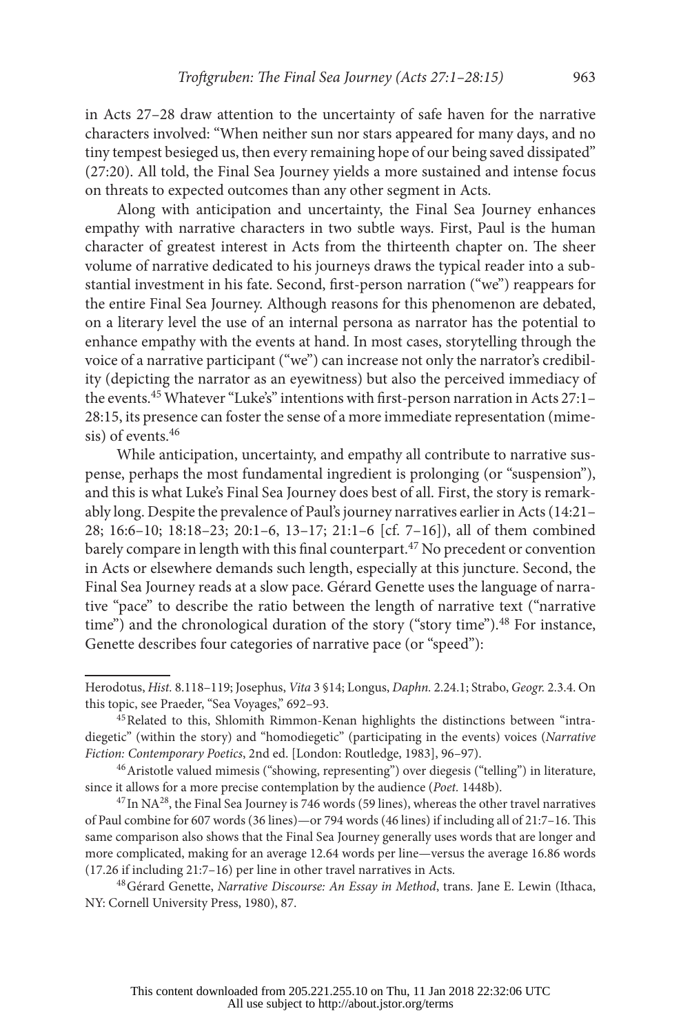in Acts 27–28 draw attention to the uncertainty of safe haven for the narrative characters involved: "When neither sun nor stars appeared for many days, and no tiny tempest besieged us, then every remaining hope of our being saved dissipated" (27:20). All told, the Final Sea Journey yields a more sustained and intense focus on threats to expected outcomes than any other segment in Acts.

Along with anticipation and uncertainty, the Final Sea Journey enhances empathy with narrative characters in two subtle ways. First, Paul is the human character of greatest interest in Acts from the thirteenth chapter on. The sheer volume of narrative dedicated to his journeys draws the typical reader into a substantial investment in his fate. Second, first-person narration ("we") reappears for the entire Final Sea Journey. Although reasons for this phenomenon are debated, on a literary level the use of an internal persona as narrator has the potential to enhance empathy with the events at hand. In most cases, storytelling through the voice of a narrative participant ("we") can increase not only the narrator's credibility (depicting the narrator as an eyewitness) but also the perceived immediacy of the events.[45] Whatever "Luke's" intentions with first-person narration in Acts 27:1–28:15, its presence can foster the sense of a more immediate representation (mimesis) of events.[46]

While anticipation, uncertainty, and empathy all contribute to narrative suspense, perhaps the most fundamental ingredient is prolonging (or "suspension"), and this is what Luke's Final Sea Journey does best of all. First, the story is remarkably long. Despite the prevalence of Paul's journey narratives earlier in Acts (14:21–28; 16:6–10; 18:18–23; 20:1–6, 13–17; 21:1–6 [cf. 7–16]), all of them combined barely compare in length with this final counterpart.[47] No precedent or convention in Acts or elsewhere demands such length, especially at this juncture. Second, the Final Sea Journey reads at a slow pace. Gérard Genette uses the language of narrative "pace" to describe the ratio between the length of narrative text ("narrative time") and the chronological duration of the story ("story time").[48] For instance, Genette describes four categories of narrative pace (or "speed"):

---

Herodotus, *Hist.* 8.118–119; Josephus, *Vita* 3 §14; Longus, *Daphn.* 2.24.1; Strabo, *Geogr.* 2.3.4. On this topic, see Praeder, "Sea Voyages," 692–93.

[45] Related to this, Shlomith Rimmon-Kenan highlights the distinctions between "intradiegetic" (within the story) and "homodiegetic" (participating in the events) voices (*Narrative Fiction: Contemporary Poetics*, 2nd ed. [London: Routledge, 1983], 96–97).

[46] Aristotle valued mimesis ("showing, representing") over diegesis ("telling") in literature, since it allows for a more precise contemplation by the audience (*Poet.* 1448b).

[47] In NA[28], the Final Sea Journey is 746 words (59 lines), whereas the other travel narratives of Paul combine for 607 words (36 lines)—or 794 words (46 lines) if including all of 21:7–16. This same comparison also shows that the Final Sea Journey generally uses words that are longer and more complicated, making for an average 12.64 words per line—versus the average 16.86 words (17.26 if including 21:7–16) per line in other travel narratives in Acts.

[48] Gérard Genette, *Narrative Discourse: An Essay in Method*, trans. Jane E. Lewin (Ithaca, NY: Cornell University Press, 1980), 87.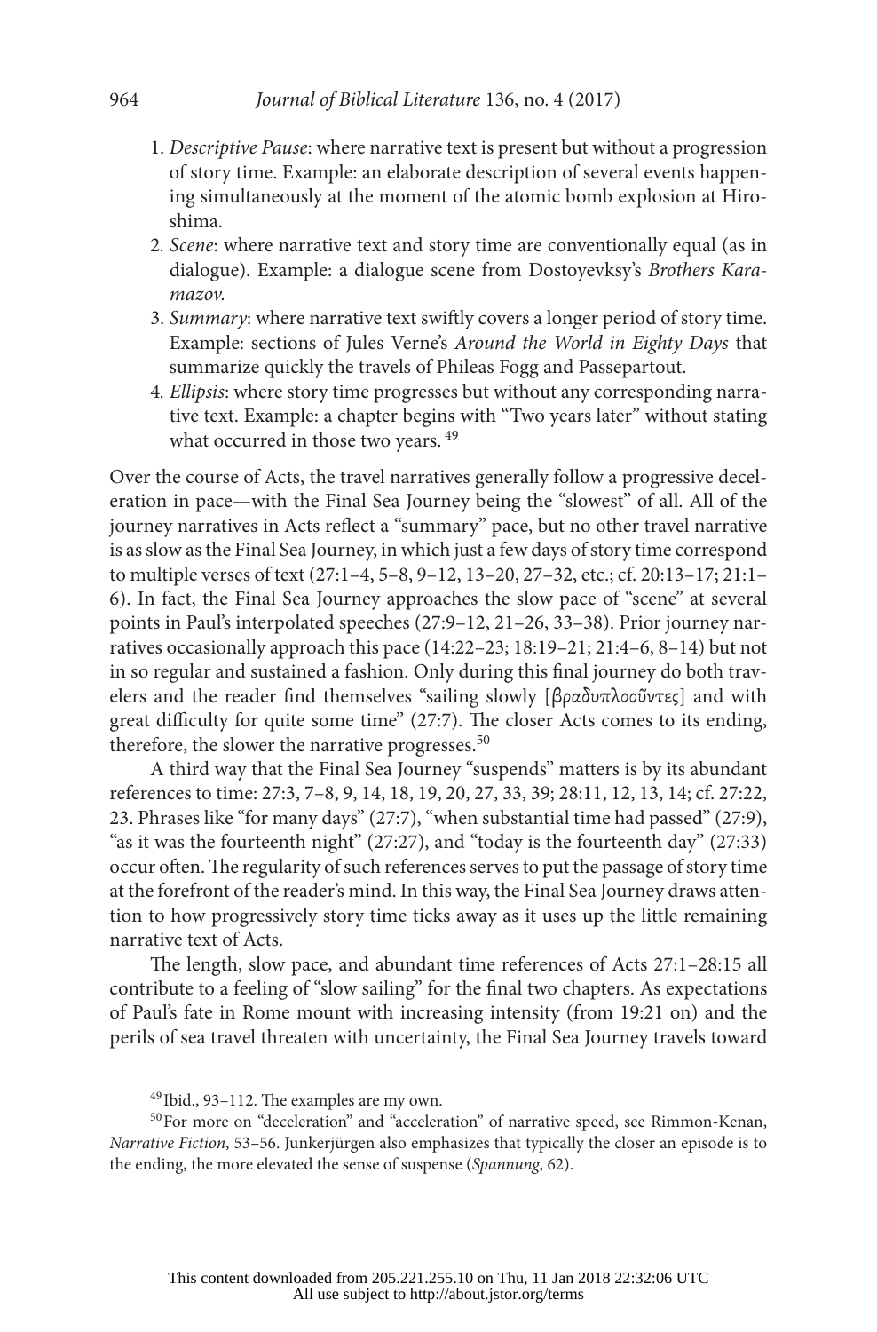1. *Descriptive Pause*: where narrative text is present but without a progression of story time. Example: an elaborate description of several events happening simultaneously at the moment of the atomic bomb explosion at Hiroshima.
2. *Scene*: where narrative text and story time are conventionally equal (as in dialogue). Example: a dialogue scene from Dostoyevksy's *Brothers Karamazov.*
3. *Summary*: where narrative text swiftly covers a longer period of story time. Example: sections of Jules Verne's *Around the World in Eighty Days* that summarize quickly the travels of Phileas Fogg and Passepartout.
4. *Ellipsis*: where story time progresses but without any corresponding narrative text. Example: a chapter begins with "Two years later" without stating what occurred in those two years. [49]

Over the course of Acts, the travel narratives generally follow a progressive deceleration in pace—with the Final Sea Journey being the "slowest" of all. All of the journey narratives in Acts reflect a "summary" pace, but no other travel narrative is as slow as the Final Sea Journey, in which just a few days of story time correspond to multiple verses of text (27:1–4, 5–8, 9–12, 13–20, 27–32, etc.; cf. 20:13–17; 21:1–6). In fact, the Final Sea Journey approaches the slow pace of "scene" at several points in Paul's interpolated speeches (27:9–12, 21–26, 33–38). Prior journey narratives occasionally approach this pace (14:22–23; 18:19–21; 21:4–6, 8–14) but not in so regular and sustained a fashion. Only during this final journey do both travelers and the reader find themselves "sailing slowly [βραδυπλοοῦντες] and with great difficulty for quite some time" (27:7). The closer Acts comes to its ending, therefore, the slower the narrative progresses.[50]

A third way that the Final Sea Journey "suspends" matters is by its abundant references to time: 27:3, 7–8, 9, 14, 18, 19, 20, 27, 33, 39; 28:11, 12, 13, 14; cf. 27:22, 23. Phrases like "for many days" (27:7), "when substantial time had passed" (27:9), "as it was the fourteenth night" (27:27), and "today is the fourteenth day" (27:33) occur often. The regularity of such references serves to put the passage of story time at the forefront of the reader's mind. In this way, the Final Sea Journey draws attention to how progressively story time ticks away as it uses up the little remaining narrative text of Acts.

The length, slow pace, and abundant time references of Acts 27:1–28:15 all contribute to a feeling of "slow sailing" for the final two chapters. As expectations of Paul's fate in Rome mount with increasing intensity (from 19:21 on) and the perils of sea travel threaten with uncertainty, the Final Sea Journey travels toward

[49] Ibid., 93–112. The examples are my own.

[50] For more on "deceleration" and "acceleration" of narrative speed, see Rimmon-Kenan, *Narrative Fiction*, 53–56. Junkerjürgen also emphasizes that typically the closer an episode is to the ending, the more elevated the sense of suspense (*Spannung*, 62).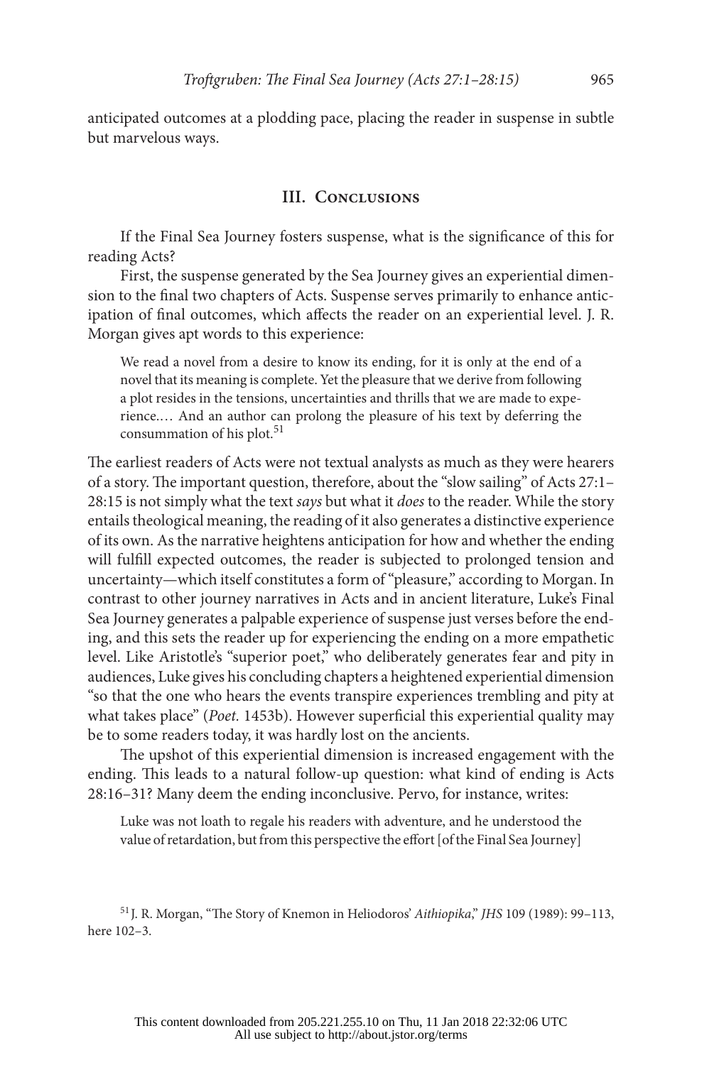anticipated outcomes at a plodding pace, placing the reader in suspense in subtle but marvelous ways.

## III. Conclusions

If the Final Sea Journey fosters suspense, what is the significance of this for reading Acts?

First, the suspense generated by the Sea Journey gives an experiential dimension to the final two chapters of Acts. Suspense serves primarily to enhance anticipation of final outcomes, which affects the reader on an experiential level. J. R. Morgan gives apt words to this experience:

> We read a novel from a desire to know its ending, for it is only at the end of a novel that its meaning is complete. Yet the pleasure that we derive from following a plot resides in the tensions, uncertainties and thrills that we are made to experience.… And an author can prolong the pleasure of his text by deferring the consummation of his plot.[51]

The earliest readers of Acts were not textual analysts as much as they were hearers of a story. The important question, therefore, about the "slow sailing" of Acts 27:1–28:15 is not simply what the text *says* but what it *does* to the reader. While the story entails theological meaning, the reading of it also generates a distinctive experience of its own. As the narrative heightens anticipation for how and whether the ending will fulfill expected outcomes, the reader is subjected to prolonged tension and uncertainty—which itself constitutes a form of "pleasure," according to Morgan. In contrast to other journey narratives in Acts and in ancient literature, Luke's Final Sea Journey generates a palpable experience of suspense just verses before the ending, and this sets the reader up for experiencing the ending on a more empathetic level. Like Aristotle's "superior poet," who deliberately generates fear and pity in audiences, Luke gives his concluding chapters a heightened experiential dimension "so that the one who hears the events transpire experiences trembling and pity at what takes place" (*Poet.* 1453b). However superficial this experiential quality may be to some readers today, it was hardly lost on the ancients.

The upshot of this experiential dimension is increased engagement with the ending. This leads to a natural follow-up question: what kind of ending is Acts 28:16–31? Many deem the ending inconclusive. Pervo, for instance, writes:

> Luke was not loath to regale his readers with adventure, and he understood the value of retardation, but from this perspective the effort [of the Final Sea Journey]

[51] J. R. Morgan, "The Story of Knemon in Heliodoros' *Aithiopika*," *JHS* 109 (1989): 99–113, here 102–3.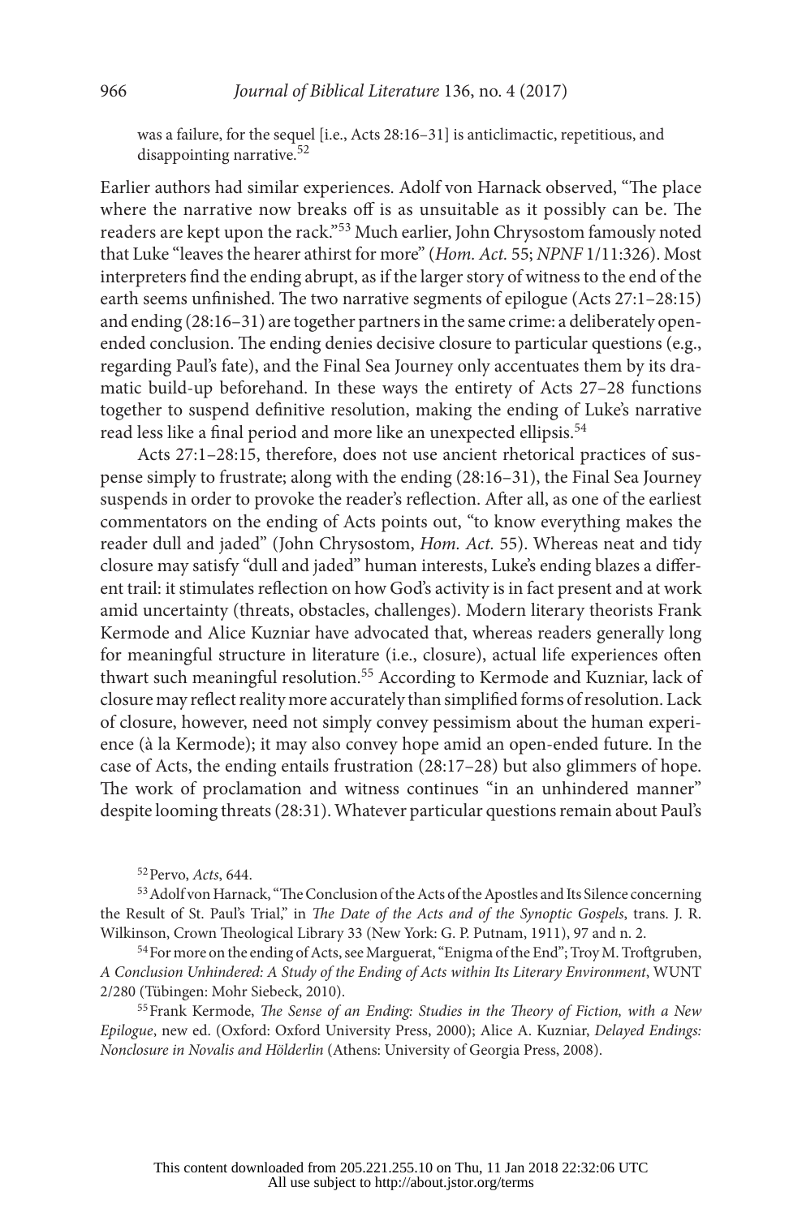was a failure, for the sequel [i.e., Acts 28:16–31] is anticlimactic, repetitious, and disappointing narrative.[52]

Earlier authors had similar experiences. Adolf von Harnack observed, "The place where the narrative now breaks off is as unsuitable as it possibly can be. The readers are kept upon the rack."[53] Much earlier, John Chrysostom famously noted that Luke "leaves the hearer athirst for more" (*Hom. Act.* 55; *NPNF* 1/11:326). Most interpreters find the ending abrupt, as if the larger story of witness to the end of the earth seems unfinished. The two narrative segments of epilogue (Acts 27:1–28:15) and ending (28:16–31) are together partners in the same crime: a deliberately open-ended conclusion. The ending denies decisive closure to particular questions (e.g., regarding Paul's fate), and the Final Sea Journey only accentuates them by its dramatic build-up beforehand. In these ways the entirety of Acts 27–28 functions together to suspend definitive resolution, making the ending of Luke's narrative read less like a final period and more like an unexpected ellipsis.[54]

Acts 27:1–28:15, therefore, does not use ancient rhetorical practices of suspense simply to frustrate; along with the ending (28:16–31), the Final Sea Journey suspends in order to provoke the reader's reflection. After all, as one of the earliest commentators on the ending of Acts points out, "to know everything makes the reader dull and jaded" (John Chrysostom, *Hom. Act.* 55). Whereas neat and tidy closure may satisfy "dull and jaded" human interests, Luke's ending blazes a different trail: it stimulates reflection on how God's activity is in fact present and at work amid uncertainty (threats, obstacles, challenges). Modern literary theorists Frank Kermode and Alice Kuzniar have advocated that, whereas readers generally long for meaningful structure in literature (i.e., closure), actual life experiences often thwart such meaningful resolution.[55] According to Kermode and Kuzniar, lack of closure may reflect reality more accurately than simplified forms of resolution. Lack of closure, however, need not simply convey pessimism about the human experience (à la Kermode); it may also convey hope amid an open-ended future. In the case of Acts, the ending entails frustration (28:17–28) but also glimmers of hope. The work of proclamation and witness continues "in an unhindered manner" despite looming threats (28:31). Whatever particular questions remain about Paul's

[52] Pervo, *Acts*, 644.

[53] Adolf von Harnack, "The Conclusion of the Acts of the Apostles and Its Silence concerning the Result of St. Paul's Trial," in *The Date of the Acts and of the Synoptic Gospels*, trans. J. R. Wilkinson, Crown Theological Library 33 (New York: G. P. Putnam, 1911), 97 and n. 2.

[54] For more on the ending of Acts, see Marguerat, "Enigma of the End"; Troy M. Troftgruben, *A Conclusion Unhindered: A Study of the Ending of Acts within Its Literary Environment*, WUNT 2/280 (Tübingen: Mohr Siebeck, 2010).

[55] Frank Kermode, *The Sense of an Ending: Studies in the Theory of Fiction, with a New Epilogue*, new ed. (Oxford: Oxford University Press, 2000); Alice A. Kuzniar, *Delayed Endings: Nonclosure in Novalis and Hölderlin* (Athens: University of Georgia Press, 2008).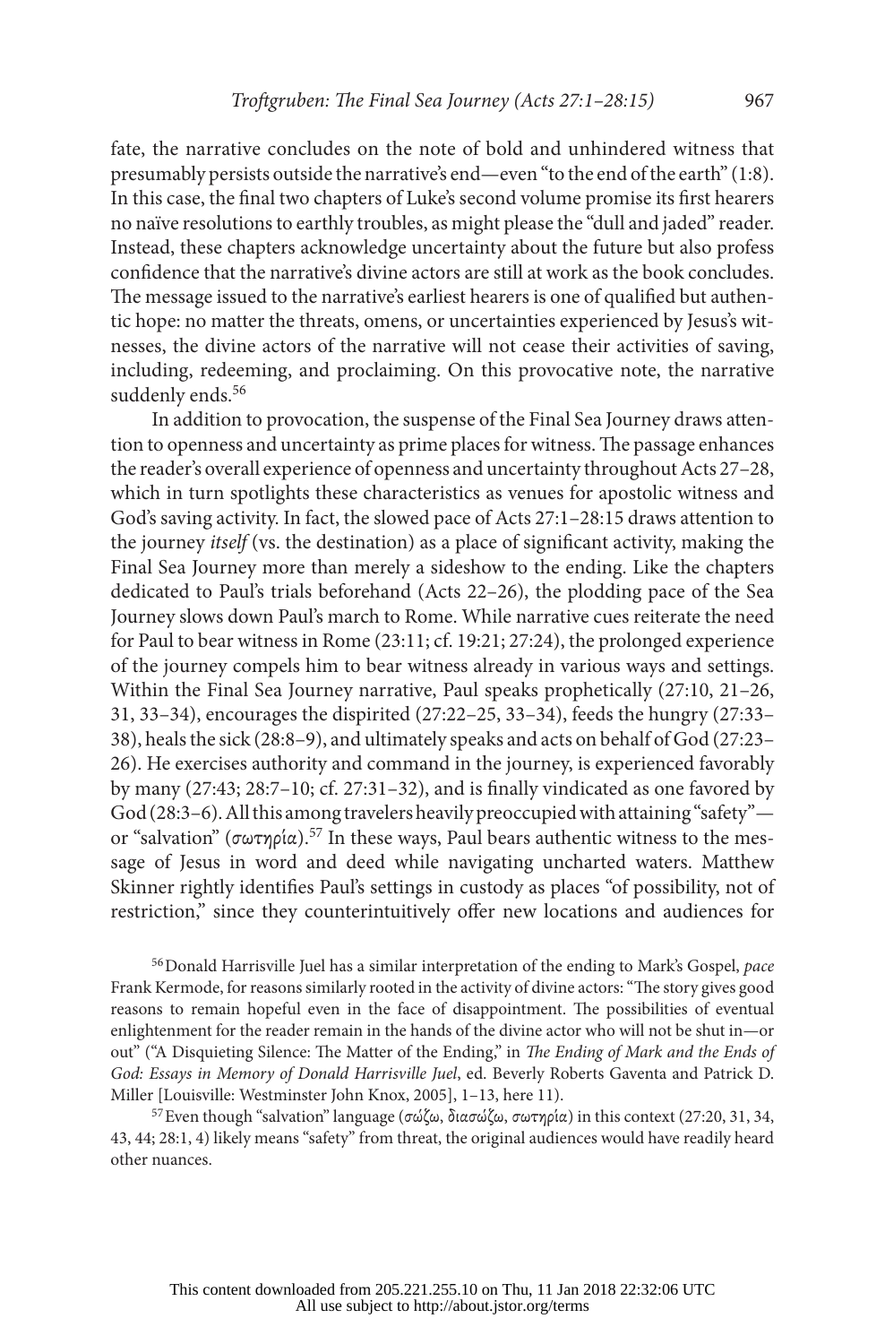fate, the narrative concludes on the note of bold and unhindered witness that presumably persists outside the narrative's end—even "to the end of the earth" (1:8). In this case, the final two chapters of Luke's second volume promise its first hearers no naïve resolutions to earthly troubles, as might please the "dull and jaded" reader. Instead, these chapters acknowledge uncertainty about the future but also profess confidence that the narrative's divine actors are still at work as the book concludes. The message issued to the narrative's earliest hearers is one of qualified but authentic hope: no matter the threats, omens, or uncertainties experienced by Jesus's witnesses, the divine actors of the narrative will not cease their activities of saving, including, redeeming, and proclaiming. On this provocative note, the narrative suddenly ends.[56]

In addition to provocation, the suspense of the Final Sea Journey draws attention to openness and uncertainty as prime places for witness. The passage enhances the reader's overall experience of openness and uncertainty throughout Acts 27–28, which in turn spotlights these characteristics as venues for apostolic witness and God's saving activity. In fact, the slowed pace of Acts 27:1–28:15 draws attention to the journey *itself* (vs. the destination) as a place of significant activity, making the Final Sea Journey more than merely a sideshow to the ending. Like the chapters dedicated to Paul's trials beforehand (Acts 22–26), the plodding pace of the Sea Journey slows down Paul's march to Rome. While narrative cues reiterate the need for Paul to bear witness in Rome (23:11; cf. 19:21; 27:24), the prolonged experience of the journey compels him to bear witness already in various ways and settings. Within the Final Sea Journey narrative, Paul speaks prophetically (27:10, 21–26, 31, 33–34), encourages the dispirited (27:22–25, 33–34), feeds the hungry (27:33–38), heals the sick (28:8–9), and ultimately speaks and acts on behalf of God (27:23–26). He exercises authority and command in the journey, is experienced favorably by many (27:43; 28:7–10; cf. 27:31–32), and is finally vindicated as one favored by God (28:3–6). All this among travelers heavily preoccupied with attaining "safety"—or "salvation" (σωτηρία).[57] In these ways, Paul bears authentic witness to the message of Jesus in word and deed while navigating uncharted waters. Matthew Skinner rightly identifies Paul's settings in custody as places "of possibility, not of restriction," since they counterintuitively offer new locations and audiences for

[56] Donald Harrisville Juel has a similar interpretation of the ending to Mark's Gospel, *pace* Frank Kermode, for reasons similarly rooted in the activity of divine actors: "The story gives good reasons to remain hopeful even in the face of disappointment. The possibilities of eventual enlightenment for the reader remain in the hands of the divine actor who will not be shut in—or out" ("A Disquieting Silence: The Matter of the Ending," in *The Ending of Mark and the Ends of God: Essays in Memory of Donald Harrisville Juel*, ed. Beverly Roberts Gaventa and Patrick D. Miller [Louisville: Westminster John Knox, 2005], 1–13, here 11).

[57] Even though "salvation" language (σώζω, διασώζω, σωτηρία) in this context (27:20, 31, 34, 43, 44; 28:1, 4) likely means "safety" from threat, the original audiences would have readily heard other nuances.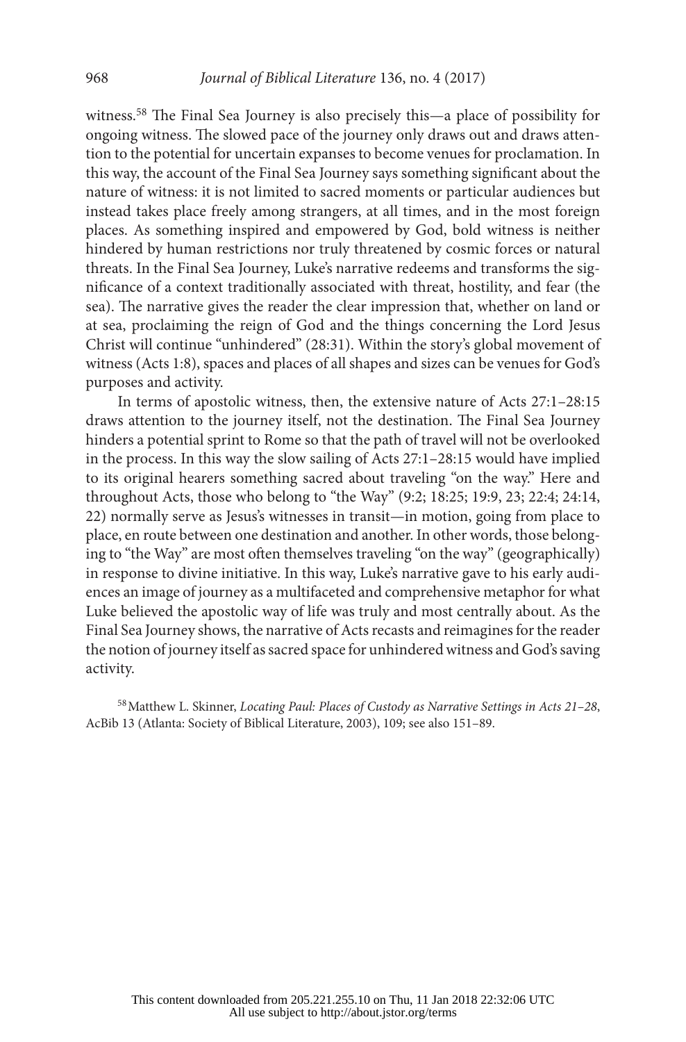witness.[58] The Final Sea Journey is also precisely this—a place of possibility for ongoing witness. The slowed pace of the journey only draws out and draws attention to the potential for uncertain expanses to become venues for proclamation. In this way, the account of the Final Sea Journey says something significant about the nature of witness: it is not limited to sacred moments or particular audiences but instead takes place freely among strangers, at all times, and in the most foreign places. As something inspired and empowered by God, bold witness is neither hindered by human restrictions nor truly threatened by cosmic forces or natural threats. In the Final Sea Journey, Luke's narrative redeems and transforms the significance of a context traditionally associated with threat, hostility, and fear (the sea). The narrative gives the reader the clear impression that, whether on land or at sea, proclaiming the reign of God and the things concerning the Lord Jesus Christ will continue "unhindered" (28:31). Within the story's global movement of witness (Acts 1:8), spaces and places of all shapes and sizes can be venues for God's purposes and activity.

In terms of apostolic witness, then, the extensive nature of Acts 27:1–28:15 draws attention to the journey itself, not the destination. The Final Sea Journey hinders a potential sprint to Rome so that the path of travel will not be overlooked in the process. In this way the slow sailing of Acts 27:1–28:15 would have implied to its original hearers something sacred about traveling "on the way." Here and throughout Acts, those who belong to "the Way" (9:2; 18:25; 19:9, 23; 22:4; 24:14, 22) normally serve as Jesus's witnesses in transit—in motion, going from place to place, en route between one destination and another. In other words, those belonging to "the Way" are most often themselves traveling "on the way" (geographically) in response to divine initiative. In this way, Luke's narrative gave to his early audiences an image of journey as a multifaceted and comprehensive metaphor for what Luke believed the apostolic way of life was truly and most centrally about. As the Final Sea Journey shows, the narrative of Acts recasts and reimagines for the reader the notion of journey itself as sacred space for unhindered witness and God's saving activity.

[58] Matthew L. Skinner, *Locating Paul: Places of Custody as Narrative Settings in Acts 21–28*, AcBib 13 (Atlanta: Society of Biblical Literature, 2003), 109; see also 151–89.